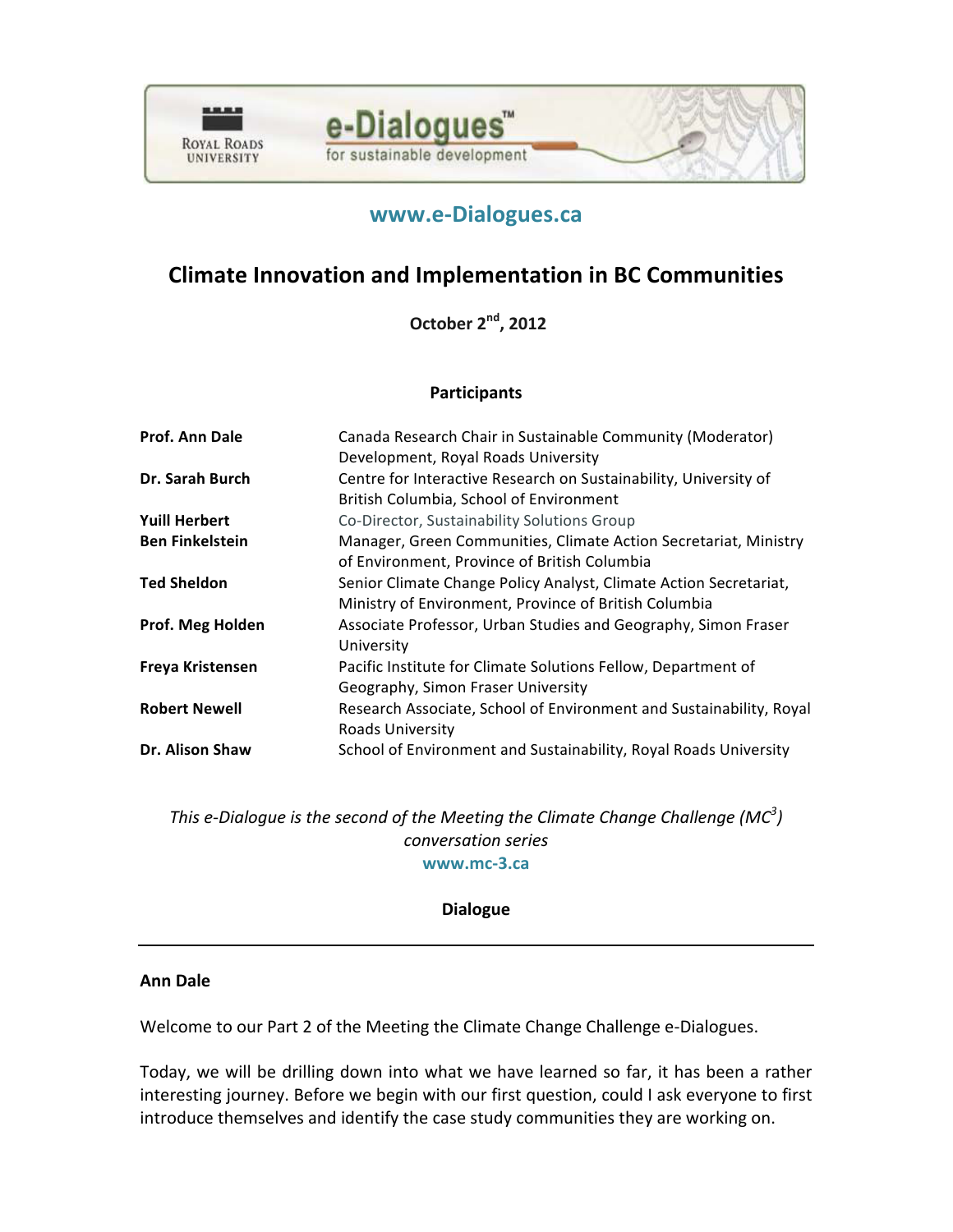e-Dialogues™ for sustainable development

Royal Roads University

www.e-Dialogues.ca

# Climate Innovation and Implementation in BC Communities

**October 2nd, 2012**

## Participants

| | |
|---|---|
| **Prof. Ann Dale** | Canada Research Chair in Sustainable Community (Moderator) Development, Royal Roads University |
| **Dr. Sarah Burch** | Centre for Interactive Research on Sustainability, University of British Columbia, School of Environment |
| **Yuill Herbert** | Co-Director, Sustainability Solutions Group |
| **Ben Finkelstein** | Manager, Green Communities, Climate Action Secretariat, Ministry of Environment, Province of British Columbia |
| **Ted Sheldon** | Senior Climate Change Policy Analyst, Climate Action Secretariat, Ministry of Environment, Province of British Columbia |
| **Prof. Meg Holden** | Associate Professor, Urban Studies and Geography, Simon Fraser University |
| **Freya Kristensen** | Pacific Institute for Climate Solutions Fellow, Department of Geography, Simon Fraser University |
| **Robert Newell** | Research Associate, School of Environment and Sustainability, Royal Roads University |
| **Dr. Alison Shaw** | School of Environment and Sustainability, Royal Roads University |

*This e-Dialogue is the second of the Meeting the Climate Change Challenge (MC$^3$) conversation series*

www.mc-3.ca

**Dialogue**

---

**Ann Dale**

Welcome to our Part 2 of the Meeting the Climate Change Challenge e-Dialogues.

Today, we will be drilling down into what we have learned so far, it has been a rather interesting journey. Before we begin with our first question, could I ask everyone to first introduce themselves and identify the case study communities they are working on.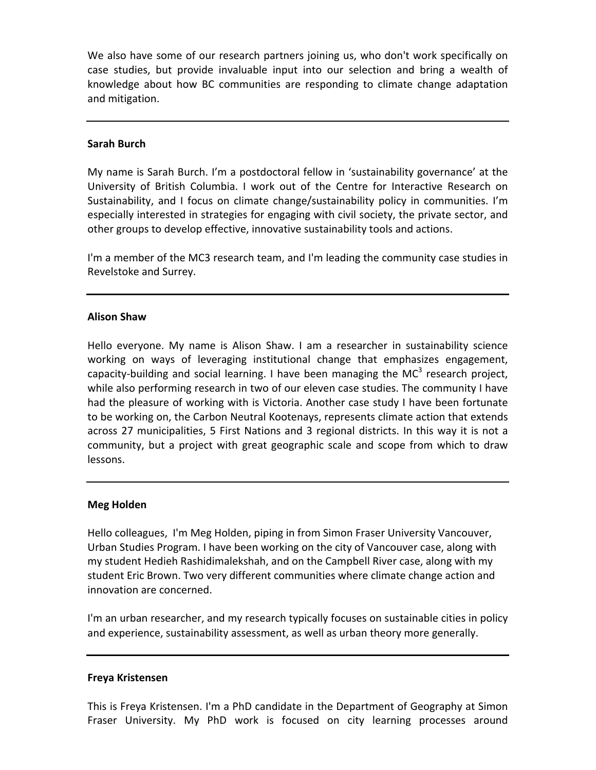We also have some of our research partners joining us, who don't work specifically on case studies, but provide invaluable input into our selection and bring a wealth of knowledge about how BC communities are responding to climate change adaptation and mitigation.

---

**Sarah Burch**

My name is Sarah Burch. I'm a postdoctoral fellow in 'sustainability governance' at the University of British Columbia. I work out of the Centre for Interactive Research on Sustainability, and I focus on climate change/sustainability policy in communities. I'm especially interested in strategies for engaging with civil society, the private sector, and other groups to develop effective, innovative sustainability tools and actions.

I'm a member of the MC3 research team, and I'm leading the community case studies in Revelstoke and Surrey.

---

**Alison Shaw**

Hello everyone. My name is Alison Shaw. I am a researcher in sustainability science working on ways of leveraging institutional change that emphasizes engagement, capacity-building and social learning. I have been managing the $MC^3$ research project, while also performing research in two of our eleven case studies. The community I have had the pleasure of working with is Victoria. Another case study I have been fortunate to be working on, the Carbon Neutral Kootenays, represents climate action that extends across 27 municipalities, 5 First Nations and 3 regional districts. In this way it is not a community, but a project with great geographic scale and scope from which to draw lessons.

---

**Meg Holden**

Hello colleagues, I'm Meg Holden, piping in from Simon Fraser University Vancouver, Urban Studies Program. I have been working on the city of Vancouver case, along with my student Hedieh Rashidimalekshah, and on the Campbell River case, along with my student Eric Brown. Two very different communities where climate change action and innovation are concerned.

I'm an urban researcher, and my research typically focuses on sustainable cities in policy and experience, sustainability assessment, as well as urban theory more generally.

---

**Freya Kristensen**

This is Freya Kristensen. I'm a PhD candidate in the Department of Geography at Simon Fraser University. My PhD work is focused on city learning processes around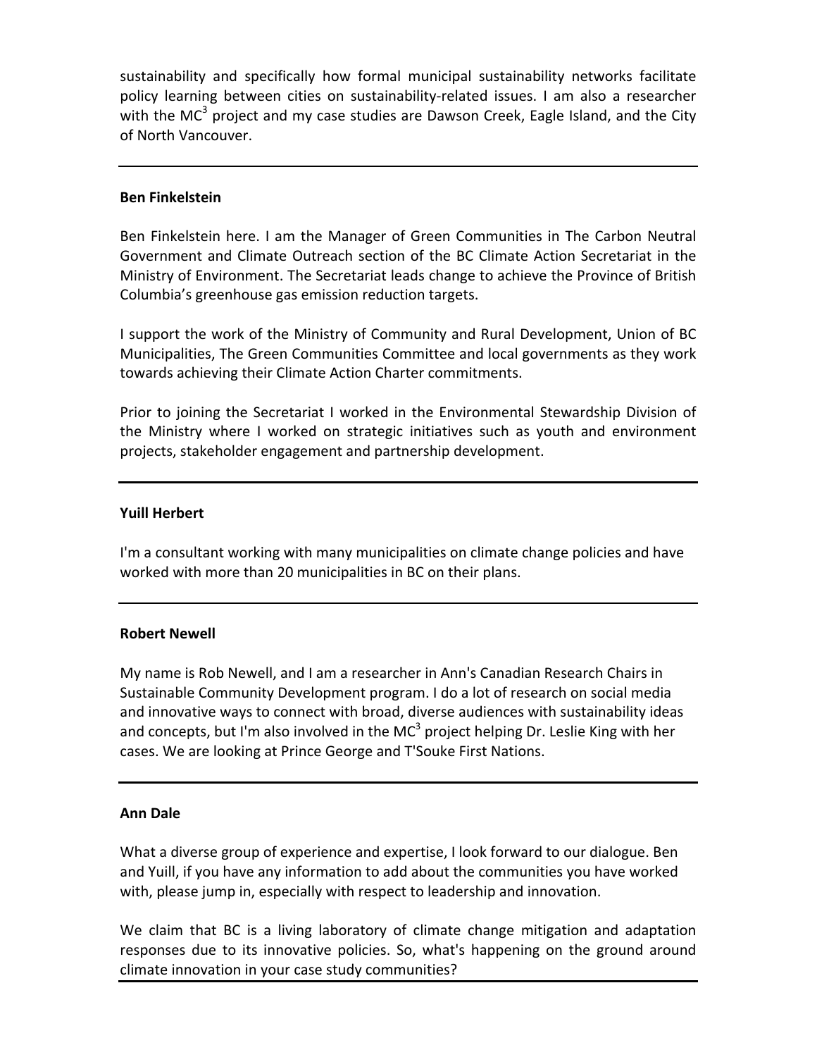sustainability and specifically how formal municipal sustainability networks facilitate policy learning between cities on sustainability-related issues. I am also a researcher with the MC[3] project and my case studies are Dawson Creek, Eagle Island, and the City of North Vancouver.

---

**Ben Finkelstein**

Ben Finkelstein here. I am the Manager of Green Communities in The Carbon Neutral Government and Climate Outreach section of the BC Climate Action Secretariat in the Ministry of Environment. The Secretariat leads change to achieve the Province of British Columbia's greenhouse gas emission reduction targets.

I support the work of the Ministry of Community and Rural Development, Union of BC Municipalities, The Green Communities Committee and local governments as they work towards achieving their Climate Action Charter commitments.

Prior to joining the Secretariat I worked in the Environmental Stewardship Division of the Ministry where I worked on strategic initiatives such as youth and environment projects, stakeholder engagement and partnership development.

---

**Yuill Herbert**

I'm a consultant working with many municipalities on climate change policies and have worked with more than 20 municipalities in BC on their plans.

---

**Robert Newell**

My name is Rob Newell, and I am a researcher in Ann's Canadian Research Chairs in Sustainable Community Development program. I do a lot of research on social media and innovative ways to connect with broad, diverse audiences with sustainability ideas and concepts, but I'm also involved in the MC[3] project helping Dr. Leslie King with her cases. We are looking at Prince George and T'Souke First Nations.

---

**Ann Dale**

What a diverse group of experience and expertise, I look forward to our dialogue. Ben and Yuill, if you have any information to add about the communities you have worked with, please jump in, especially with respect to leadership and innovation.

We claim that BC is a living laboratory of climate change mitigation and adaptation responses due to its innovative policies. So, what's happening on the ground around climate innovation in your case study communities?

---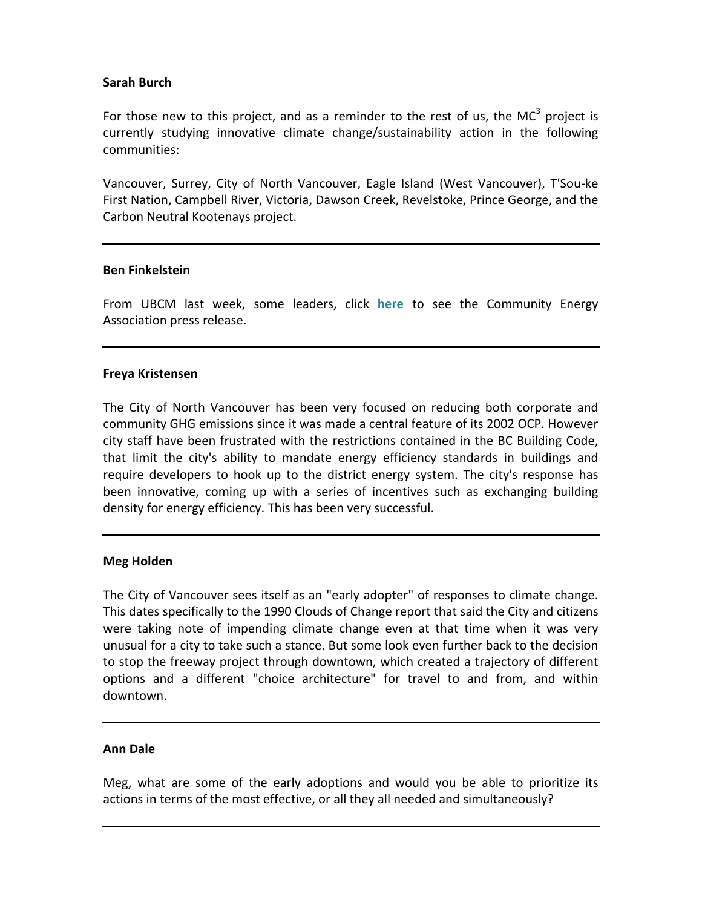**Sarah Burch**

For those new to this project, and as a reminder to the rest of us, the MC$^3$ project is currently studying innovative climate change/sustainability action in the following communities:

Vancouver, Surrey, City of North Vancouver, Eagle Island (West Vancouver), T'Sou-ke First Nation, Campbell River, Victoria, Dawson Creek, Revelstoke, Prince George, and the Carbon Neutral Kootenays project.

---

**Ben Finkelstein**

From UBCM last week, some leaders, click **here** to see the Community Energy Association press release.

---

**Freya Kristensen**

The City of North Vancouver has been very focused on reducing both corporate and community GHG emissions since it was made a central feature of its 2002 OCP. However city staff have been frustrated with the restrictions contained in the BC Building Code, that limit the city's ability to mandate energy efficiency standards in buildings and require developers to hook up to the district energy system. The city's response has been innovative, coming up with a series of incentives such as exchanging building density for energy efficiency. This has been very successful.

---

**Meg Holden**

The City of Vancouver sees itself as an "early adopter" of responses to climate change. This dates specifically to the 1990 Clouds of Change report that said the City and citizens were taking note of impending climate change even at that time when it was very unusual for a city to take such a stance. But some look even further back to the decision to stop the freeway project through downtown, which created a trajectory of different options and a different "choice architecture" for travel to and from, and within downtown.

---

**Ann Dale**

Meg, what are some of the early adoptions and would you be able to prioritize its actions in terms of the most effective, or all they all needed and simultaneously?

---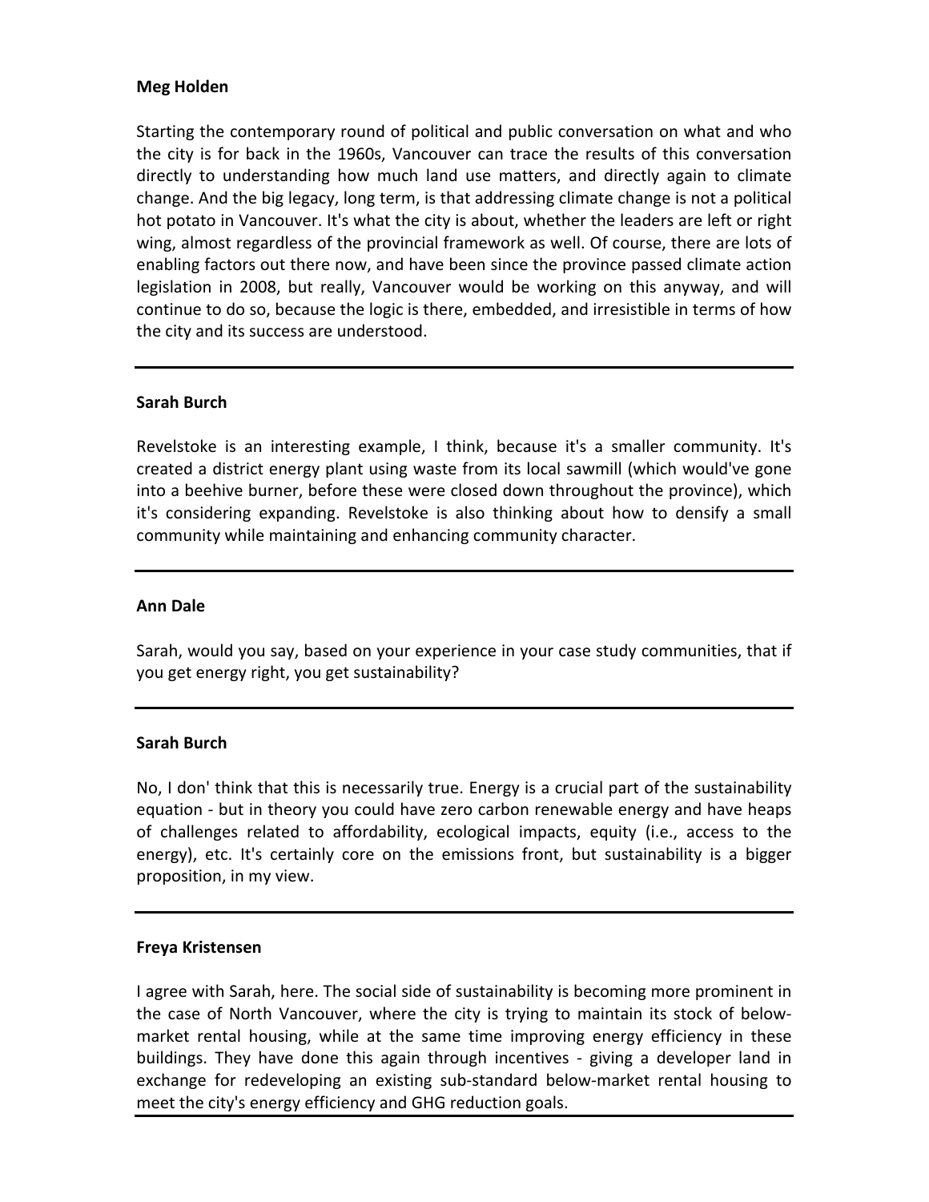**Meg Holden**

Starting the contemporary round of political and public conversation on what and who the city is for back in the 1960s, Vancouver can trace the results of this conversation directly to understanding how much land use matters, and directly again to climate change. And the big legacy, long term, is that addressing climate change is not a political hot potato in Vancouver. It's what the city is about, whether the leaders are left or right wing, almost regardless of the provincial framework as well. Of course, there are lots of enabling factors out there now, and have been since the province passed climate action legislation in 2008, but really, Vancouver would be working on this anyway, and will continue to do so, because the logic is there, embedded, and irresistible in terms of how the city and its success are understood.

---

**Sarah Burch**

Revelstoke is an interesting example, I think, because it's a smaller community. It's created a district energy plant using waste from its local sawmill (which would've gone into a beehive burner, before these were closed down throughout the province), which it's considering expanding. Revelstoke is also thinking about how to densify a small community while maintaining and enhancing community character.

---

**Ann Dale**

Sarah, would you say, based on your experience in your case study communities, that if you get energy right, you get sustainability?

---

**Sarah Burch**

No, I don' think that this is necessarily true. Energy is a crucial part of the sustainability equation - but in theory you could have zero carbon renewable energy and have heaps of challenges related to affordability, ecological impacts, equity (i.e., access to the energy), etc. It's certainly core on the emissions front, but sustainability is a bigger proposition, in my view.

---

**Freya Kristensen**

I agree with Sarah, here. The social side of sustainability is becoming more prominent in the case of North Vancouver, where the city is trying to maintain its stock of below-market rental housing, while at the same time improving energy efficiency in these buildings. They have done this again through incentives - giving a developer land in exchange for redeveloping an existing sub-standard below-market rental housing to meet the city's energy efficiency and GHG reduction goals.

---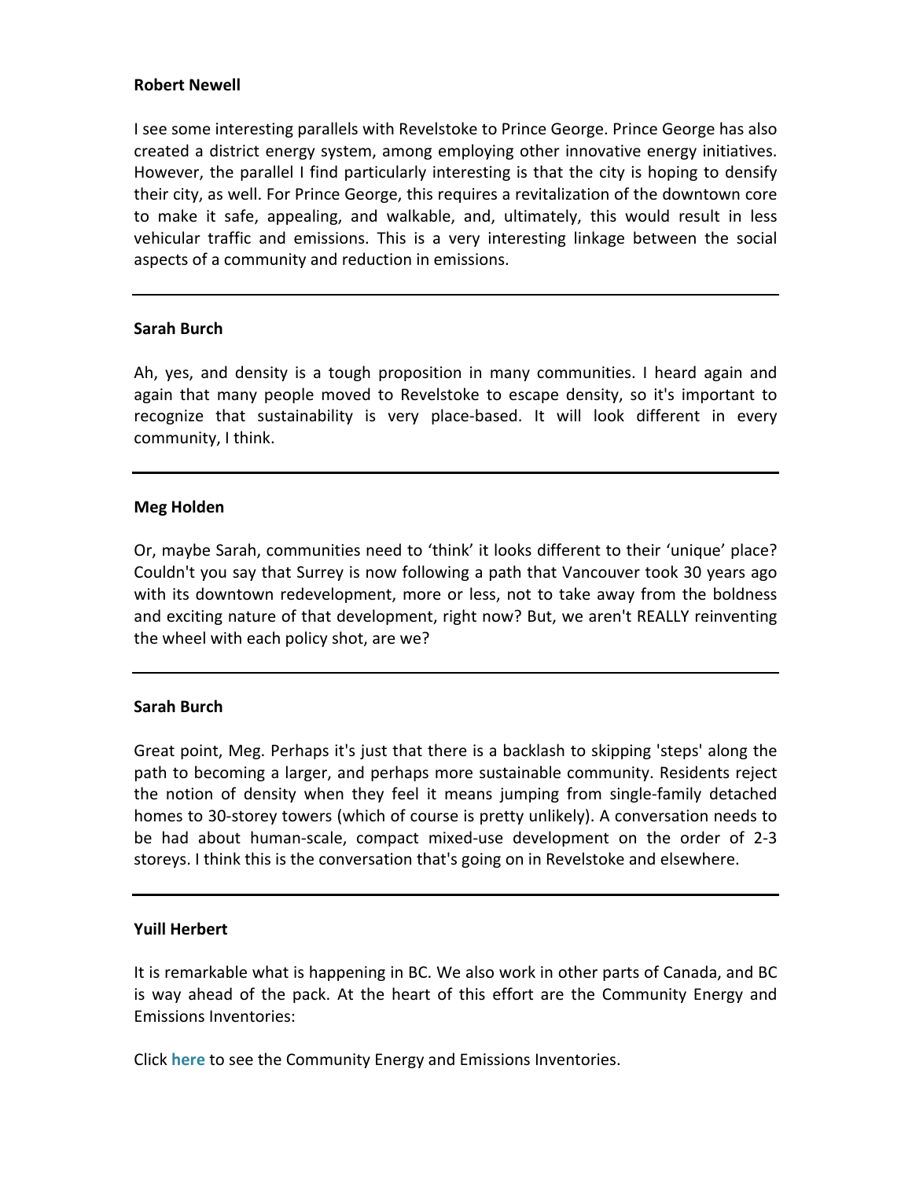**Robert Newell**

I see some interesting parallels with Revelstoke to Prince George. Prince George has also created a district energy system, among employing other innovative energy initiatives. However, the parallel I find particularly interesting is that the city is hoping to densify their city, as well. For Prince George, this requires a revitalization of the downtown core to make it safe, appealing, and walkable, and, ultimately, this would result in less vehicular traffic and emissions. This is a very interesting linkage between the social aspects of a community and reduction in emissions.

---

**Sarah Burch**

Ah, yes, and density is a tough proposition in many communities. I heard again and again that many people moved to Revelstoke to escape density, so it's important to recognize that sustainability is very place-based. It will look different in every community, I think.

---

**Meg Holden**

Or, maybe Sarah, communities need to 'think' it looks different to their 'unique' place? Couldn't you say that Surrey is now following a path that Vancouver took 30 years ago with its downtown redevelopment, more or less, not to take away from the boldness and exciting nature of that development, right now? But, we aren't REALLY reinventing the wheel with each policy shot, are we?

---

**Sarah Burch**

Great point, Meg. Perhaps it's just that there is a backlash to skipping 'steps' along the path to becoming a larger, and perhaps more sustainable community. Residents reject the notion of density when they feel it means jumping from single-family detached homes to 30-storey towers (which of course is pretty unlikely). A conversation needs to be had about human-scale, compact mixed-use development on the order of 2-3 storeys. I think this is the conversation that's going on in Revelstoke and elsewhere.

---

**Yuill Herbert**

It is remarkable what is happening in BC. We also work in other parts of Canada, and BC is way ahead of the pack. At the heart of this effort are the Community Energy and Emissions Inventories:

Click **here** to see the Community Energy and Emissions Inventories.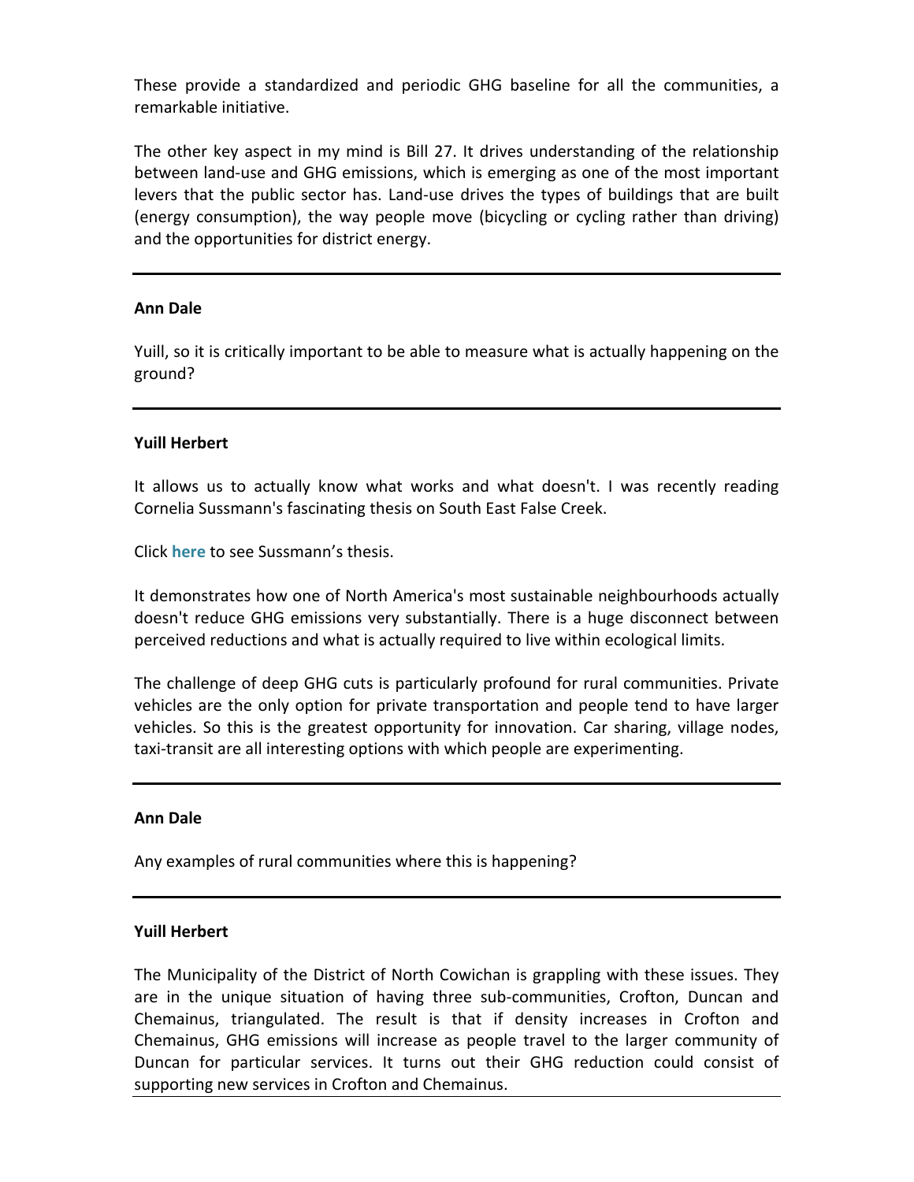These provide a standardized and periodic GHG baseline for all the communities, a remarkable initiative.

The other key aspect in my mind is Bill 27. It drives understanding of the relationship between land-use and GHG emissions, which is emerging as one of the most important levers that the public sector has. Land-use drives the types of buildings that are built (energy consumption), the way people move (bicycling or cycling rather than driving) and the opportunities for district energy.

---

**Ann Dale**

Yuill, so it is critically important to be able to measure what is actually happening on the ground?

---

**Yuill Herbert**

It allows us to actually know what works and what doesn't. I was recently reading Cornelia Sussmann's fascinating thesis on South East False Creek.

Click **here** to see Sussmann's thesis.

It demonstrates how one of North America's most sustainable neighbourhoods actually doesn't reduce GHG emissions very substantially. There is a huge disconnect between perceived reductions and what is actually required to live within ecological limits.

The challenge of deep GHG cuts is particularly profound for rural communities. Private vehicles are the only option for private transportation and people tend to have larger vehicles. So this is the greatest opportunity for innovation. Car sharing, village nodes, taxi-transit are all interesting options with which people are experimenting.

---

**Ann Dale**

Any examples of rural communities where this is happening?

---

**Yuill Herbert**

The Municipality of the District of North Cowichan is grappling with these issues. They are in the unique situation of having three sub-communities, Crofton, Duncan and Chemainus, triangulated. The result is that if density increases in Crofton and Chemainus, GHG emissions will increase as people travel to the larger community of Duncan for particular services. It turns out their GHG reduction could consist of supporting new services in Crofton and Chemainus.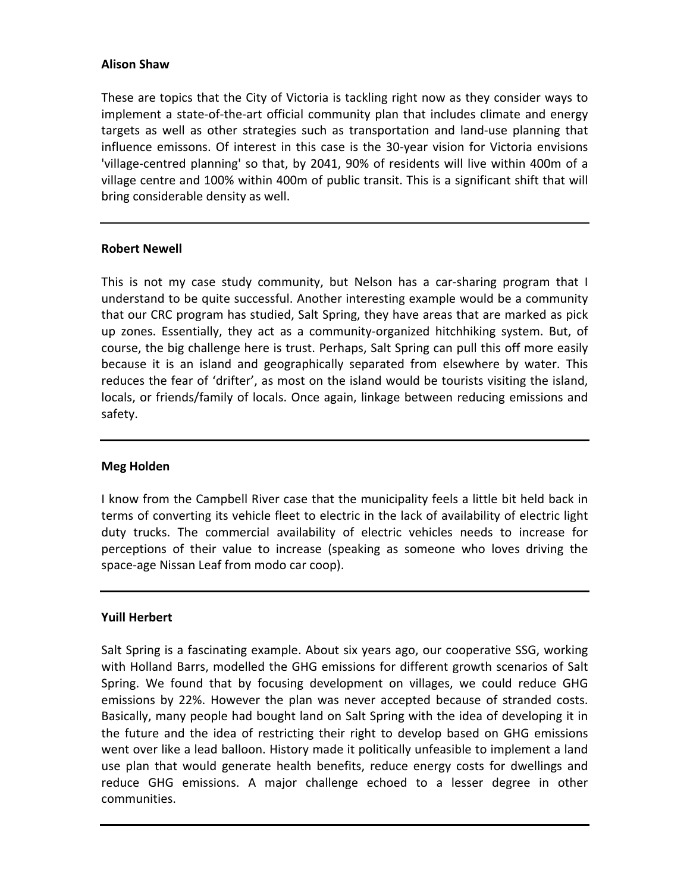**Alison Shaw**

These are topics that the City of Victoria is tackling right now as they consider ways to implement a state-of-the-art official community plan that includes climate and energy targets as well as other strategies such as transportation and land-use planning that influence emissons. Of interest in this case is the 30-year vision for Victoria envisions 'village-centred planning' so that, by 2041, 90% of residents will live within 400m of a village centre and 100% within 400m of public transit. This is a significant shift that will bring considerable density as well.

---

**Robert Newell**

This is not my case study community, but Nelson has a car-sharing program that I understand to be quite successful. Another interesting example would be a community that our CRC program has studied, Salt Spring, they have areas that are marked as pick up zones. Essentially, they act as a community-organized hitchhiking system. But, of course, the big challenge here is trust. Perhaps, Salt Spring can pull this off more easily because it is an island and geographically separated from elsewhere by water. This reduces the fear of 'drifter', as most on the island would be tourists visiting the island, locals, or friends/family of locals. Once again, linkage between reducing emissions and safety.

---

**Meg Holden**

I know from the Campbell River case that the municipality feels a little bit held back in terms of converting its vehicle fleet to electric in the lack of availability of electric light duty trucks. The commercial availability of electric vehicles needs to increase for perceptions of their value to increase (speaking as someone who loves driving the space-age Nissan Leaf from modo car coop).

---

**Yuill Herbert**

Salt Spring is a fascinating example. About six years ago, our cooperative SSG, working with Holland Barrs, modelled the GHG emissions for different growth scenarios of Salt Spring. We found that by focusing development on villages, we could reduce GHG emissions by 22%. However the plan was never accepted because of stranded costs. Basically, many people had bought land on Salt Spring with the idea of developing it in the future and the idea of restricting their right to develop based on GHG emissions went over like a lead balloon. History made it politically unfeasible to implement a land use plan that would generate health benefits, reduce energy costs for dwellings and reduce GHG emissions. A major challenge echoed to a lesser degree in other communities.

---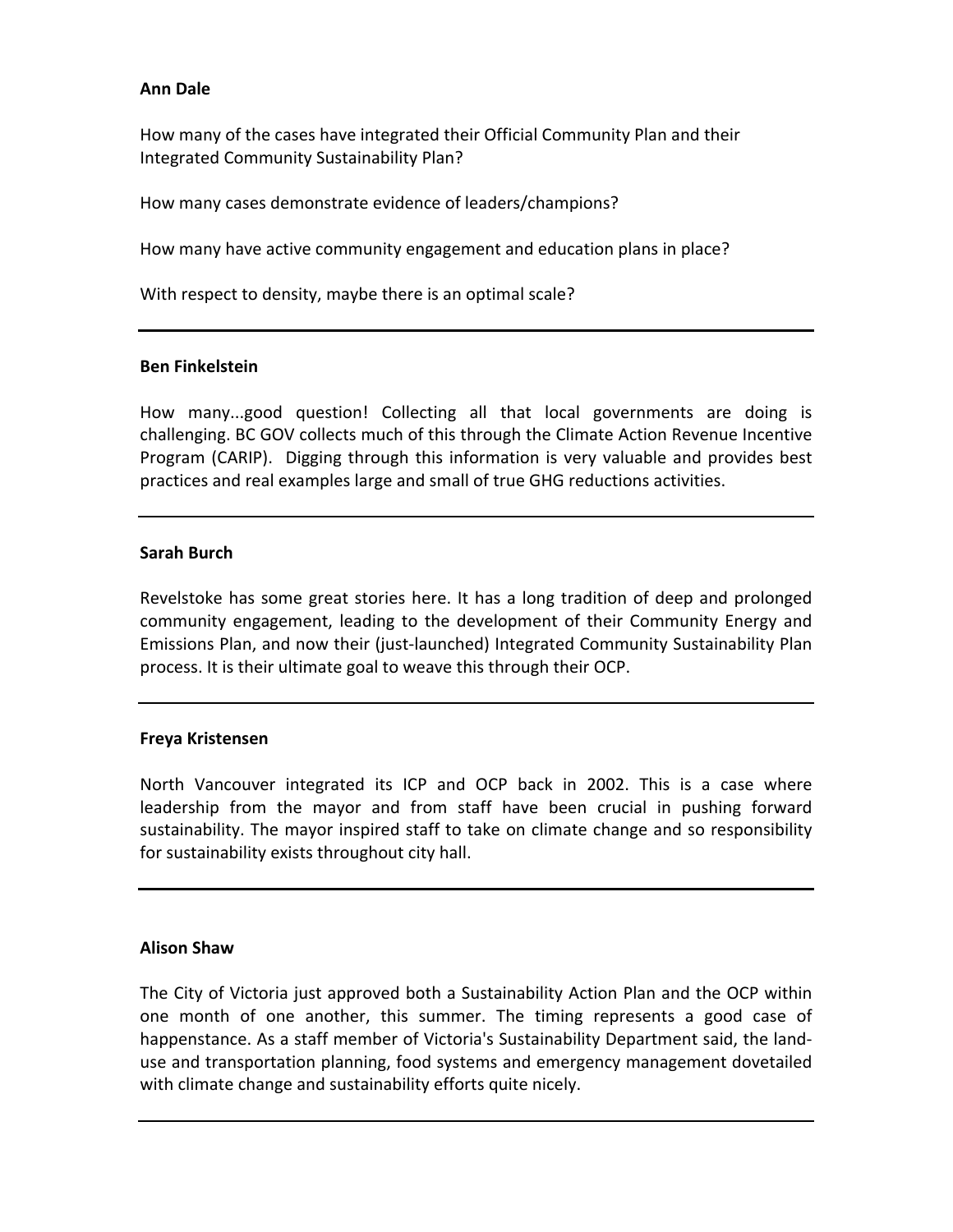**Ann Dale**

How many of the cases have integrated their Official Community Plan and their Integrated Community Sustainability Plan?

How many cases demonstrate evidence of leaders/champions?

How many have active community engagement and education plans in place?

With respect to density, maybe there is an optimal scale?

---

**Ben Finkelstein**

How many...good question! Collecting all that local governments are doing is challenging. BC GOV collects much of this through the Climate Action Revenue Incentive Program (CARIP). Digging through this information is very valuable and provides best practices and real examples large and small of true GHG reductions activities.

---

**Sarah Burch**

Revelstoke has some great stories here. It has a long tradition of deep and prolonged community engagement, leading to the development of their Community Energy and Emissions Plan, and now their (just-launched) Integrated Community Sustainability Plan process. It is their ultimate goal to weave this through their OCP.

---

**Freya Kristensen**

North Vancouver integrated its ICP and OCP back in 2002. This is a case where leadership from the mayor and from staff have been crucial in pushing forward sustainability. The mayor inspired staff to take on climate change and so responsibility for sustainability exists throughout city hall.

---

**Alison Shaw**

The City of Victoria just approved both a Sustainability Action Plan and the OCP within one month of one another, this summer. The timing represents a good case of happenstance. As a staff member of Victoria's Sustainability Department said, the land-use and transportation planning, food systems and emergency management dovetailed with climate change and sustainability efforts quite nicely.

---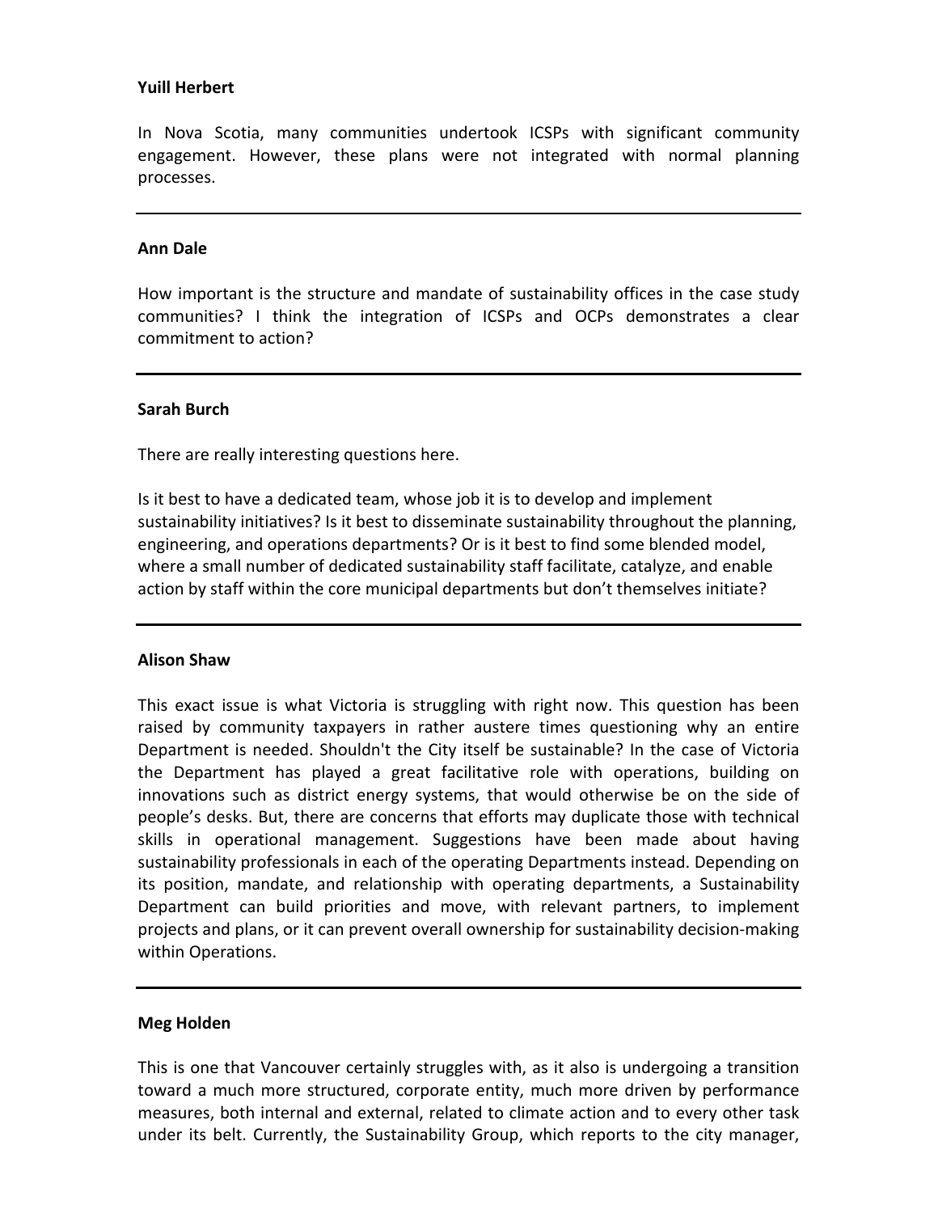**Yuill Herbert**

In Nova Scotia, many communities undertook ICSPs with significant community engagement. However, these plans were not integrated with normal planning processes.

---

**Ann Dale**

How important is the structure and mandate of sustainability offices in the case study communities? I think the integration of ICSPs and OCPs demonstrates a clear commitment to action?

---

**Sarah Burch**

There are really interesting questions here.

Is it best to have a dedicated team, whose job it is to develop and implement sustainability initiatives? Is it best to disseminate sustainability throughout the planning, engineering, and operations departments? Or is it best to find some blended model, where a small number of dedicated sustainability staff facilitate, catalyze, and enable action by staff within the core municipal departments but don't themselves initiate?

---

**Alison Shaw**

This exact issue is what Victoria is struggling with right now. This question has been raised by community taxpayers in rather austere times questioning why an entire Department is needed. Shouldn't the City itself be sustainable? In the case of Victoria the Department has played a great facilitative role with operations, building on innovations such as district energy systems, that would otherwise be on the side of people's desks. But, there are concerns that efforts may duplicate those with technical skills in operational management. Suggestions have been made about having sustainability professionals in each of the operating Departments instead. Depending on its position, mandate, and relationship with operating departments, a Sustainability Department can build priorities and move, with relevant partners, to implement projects and plans, or it can prevent overall ownership for sustainability decision-making within Operations.

---

**Meg Holden**

This is one that Vancouver certainly struggles with, as it also is undergoing a transition toward a much more structured, corporate entity, much more driven by performance measures, both internal and external, related to climate action and to every other task under its belt. Currently, the Sustainability Group, which reports to the city manager,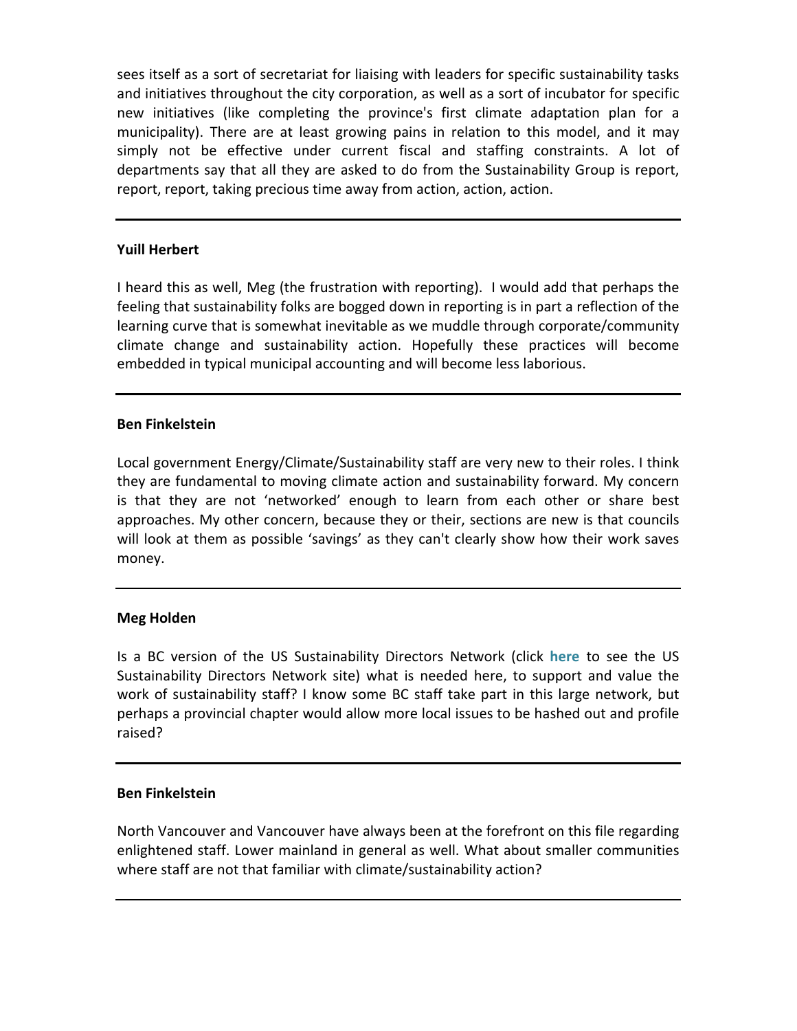sees itself as a sort of secretariat for liaising with leaders for specific sustainability tasks and initiatives throughout the city corporation, as well as a sort of incubator for specific new initiatives (like completing the province's first climate adaptation plan for a municipality). There are at least growing pains in relation to this model, and it may simply not be effective under current fiscal and staffing constraints. A lot of departments say that all they are asked to do from the Sustainability Group is report, report, report, taking precious time away from action, action, action.

---

**Yuill Herbert**

I heard this as well, Meg (the frustration with reporting). I would add that perhaps the feeling that sustainability folks are bogged down in reporting is in part a reflection of the learning curve that is somewhat inevitable as we muddle through corporate/community climate change and sustainability action. Hopefully these practices will become embedded in typical municipal accounting and will become less laborious.

---

**Ben Finkelstein**

Local government Energy/Climate/Sustainability staff are very new to their roles. I think they are fundamental to moving climate action and sustainability forward. My concern is that they are not 'networked' enough to learn from each other or share best approaches. My other concern, because they or their, sections are new is that councils will look at them as possible 'savings' as they can't clearly show how their work saves money.

---

**Meg Holden**

Is a BC version of the US Sustainability Directors Network (click **here** to see the US Sustainability Directors Network site) what is needed here, to support and value the work of sustainability staff? I know some BC staff take part in this large network, but perhaps a provincial chapter would allow more local issues to be hashed out and profile raised?

---

**Ben Finkelstein**

North Vancouver and Vancouver have always been at the forefront on this file regarding enlightened staff. Lower mainland in general as well. What about smaller communities where staff are not that familiar with climate/sustainability action?

---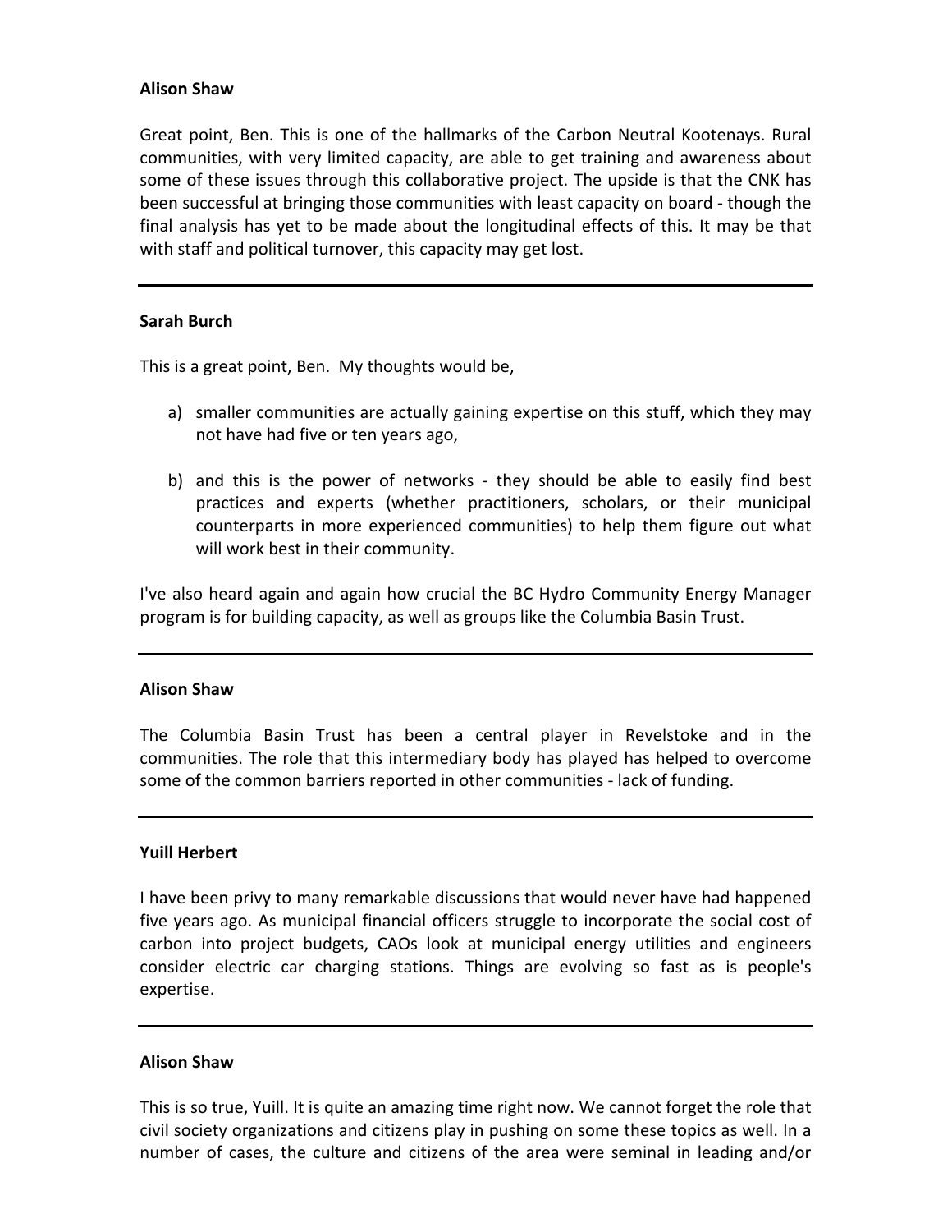**Alison Shaw**

Great point, Ben. This is one of the hallmarks of the Carbon Neutral Kootenays. Rural communities, with very limited capacity, are able to get training and awareness about some of these issues through this collaborative project. The upside is that the CNK has been successful at bringing those communities with least capacity on board - though the final analysis has yet to be made about the longitudinal effects of this. It may be that with staff and political turnover, this capacity may get lost.

---

**Sarah Burch**

This is a great point, Ben. My thoughts would be,

a) smaller communities are actually gaining expertise on this stuff, which they may not have had five or ten years ago,

b) and this is the power of networks - they should be able to easily find best practices and experts (whether practitioners, scholars, or their municipal counterparts in more experienced communities) to help them figure out what will work best in their community.

I've also heard again and again how crucial the BC Hydro Community Energy Manager program is for building capacity, as well as groups like the Columbia Basin Trust.

---

**Alison Shaw**

The Columbia Basin Trust has been a central player in Revelstoke and in the communities. The role that this intermediary body has played has helped to overcome some of the common barriers reported in other communities - lack of funding.

---

**Yuill Herbert**

I have been privy to many remarkable discussions that would never have had happened five years ago. As municipal financial officers struggle to incorporate the social cost of carbon into project budgets, CAOs look at municipal energy utilities and engineers consider electric car charging stations. Things are evolving so fast as is people's expertise.

---

**Alison Shaw**

This is so true, Yuill. It is quite an amazing time right now. We cannot forget the role that civil society organizations and citizens play in pushing on some these topics as well. In a number of cases, the culture and citizens of the area were seminal in leading and/or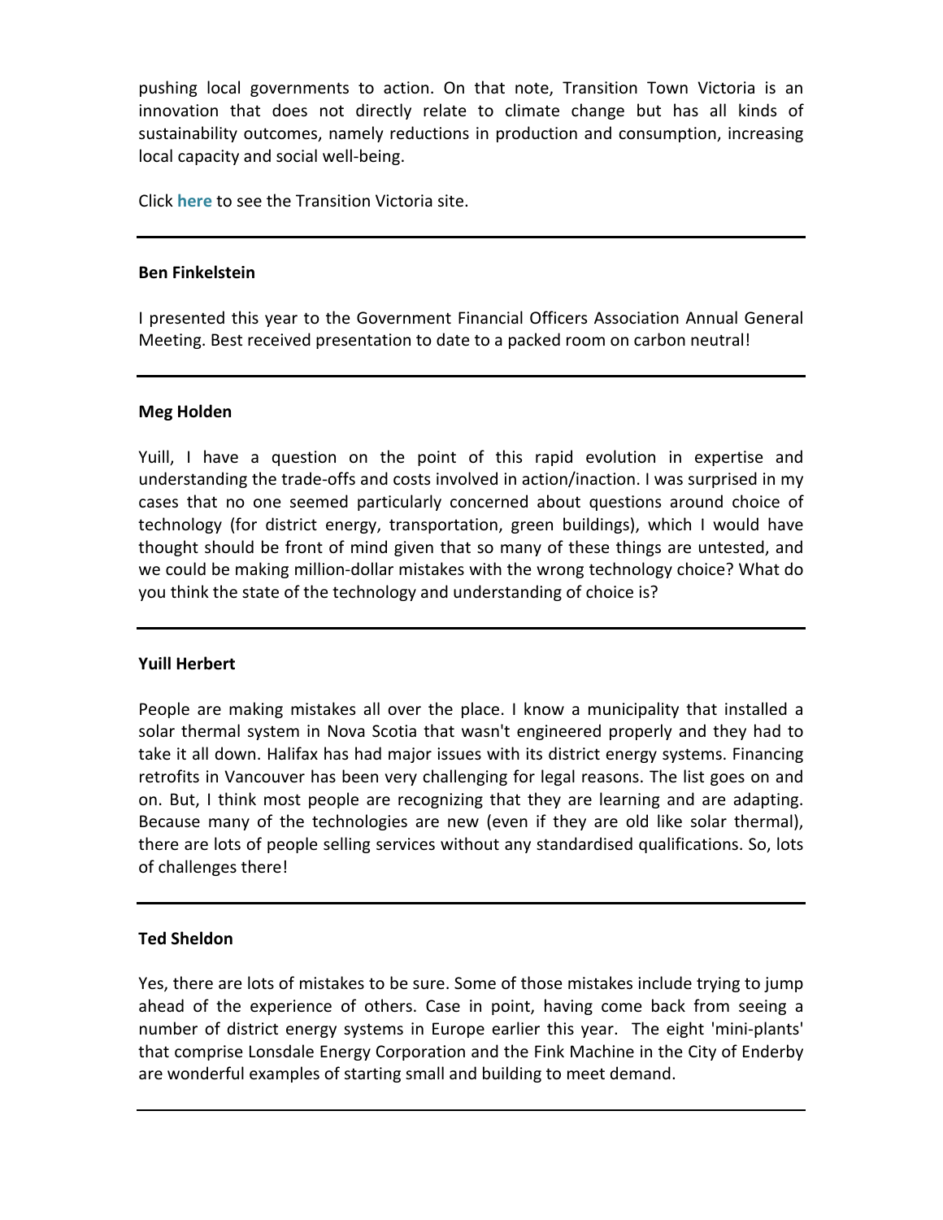pushing local governments to action. On that note, Transition Town Victoria is an innovation that does not directly relate to climate change but has all kinds of sustainability outcomes, namely reductions in production and consumption, increasing local capacity and social well-being.

Click **here** to see the Transition Victoria site.

---

**Ben Finkelstein**

I presented this year to the Government Financial Officers Association Annual General Meeting. Best received presentation to date to a packed room on carbon neutral!

---

**Meg Holden**

Yuill, I have a question on the point of this rapid evolution in expertise and understanding the trade-offs and costs involved in action/inaction. I was surprised in my cases that no one seemed particularly concerned about questions around choice of technology (for district energy, transportation, green buildings), which I would have thought should be front of mind given that so many of these things are untested, and we could be making million-dollar mistakes with the wrong technology choice? What do you think the state of the technology and understanding of choice is?

---

**Yuill Herbert**

People are making mistakes all over the place. I know a municipality that installed a solar thermal system in Nova Scotia that wasn't engineered properly and they had to take it all down. Halifax has had major issues with its district energy systems. Financing retrofits in Vancouver has been very challenging for legal reasons. The list goes on and on. But, I think most people are recognizing that they are learning and are adapting. Because many of the technologies are new (even if they are old like solar thermal), there are lots of people selling services without any standardised qualifications. So, lots of challenges there!

---

**Ted Sheldon**

Yes, there are lots of mistakes to be sure. Some of those mistakes include trying to jump ahead of the experience of others. Case in point, having come back from seeing a number of district energy systems in Europe earlier this year. The eight 'mini-plants' that comprise Lonsdale Energy Corporation and the Fink Machine in the City of Enderby are wonderful examples of starting small and building to meet demand.

---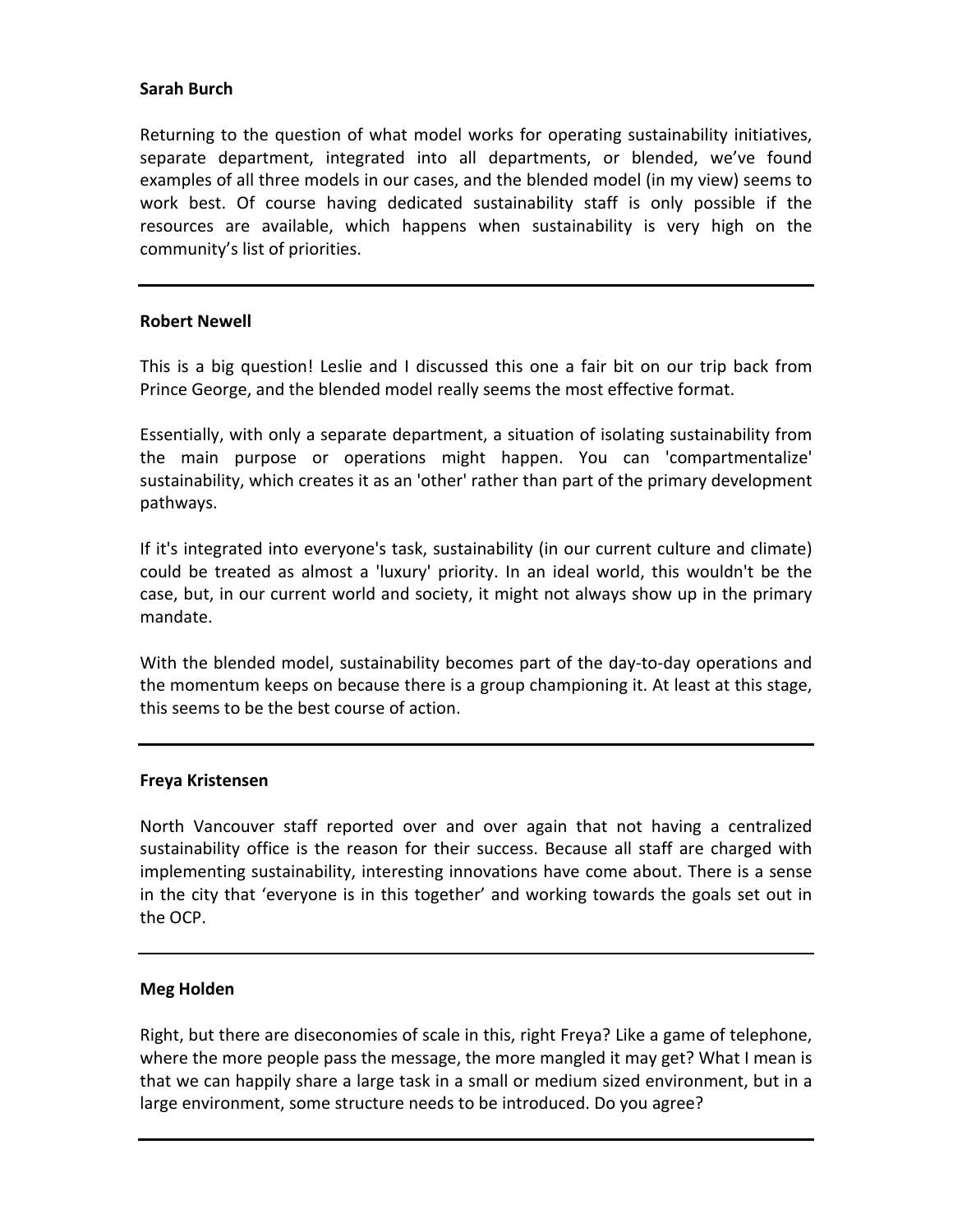**Sarah Burch**

Returning to the question of what model works for operating sustainability initiatives, separate department, integrated into all departments, or blended, we've found examples of all three models in our cases, and the blended model (in my view) seems to work best. Of course having dedicated sustainability staff is only possible if the resources are available, which happens when sustainability is very high on the community's list of priorities.

---

**Robert Newell**

This is a big question! Leslie and I discussed this one a fair bit on our trip back from Prince George, and the blended model really seems the most effective format.

Essentially, with only a separate department, a situation of isolating sustainability from the main purpose or operations might happen. You can 'compartmentalize' sustainability, which creates it as an 'other' rather than part of the primary development pathways.

If it's integrated into everyone's task, sustainability (in our current culture and climate) could be treated as almost a 'luxury' priority. In an ideal world, this wouldn't be the case, but, in our current world and society, it might not always show up in the primary mandate.

With the blended model, sustainability becomes part of the day-to-day operations and the momentum keeps on because there is a group championing it. At least at this stage, this seems to be the best course of action.

---

**Freya Kristensen**

North Vancouver staff reported over and over again that not having a centralized sustainability office is the reason for their success. Because all staff are charged with implementing sustainability, interesting innovations have come about. There is a sense in the city that 'everyone is in this together' and working towards the goals set out in the OCP.

---

**Meg Holden**

Right, but there are diseconomies of scale in this, right Freya? Like a game of telephone, where the more people pass the message, the more mangled it may get? What I mean is that we can happily share a large task in a small or medium sized environment, but in a large environment, some structure needs to be introduced. Do you agree?

---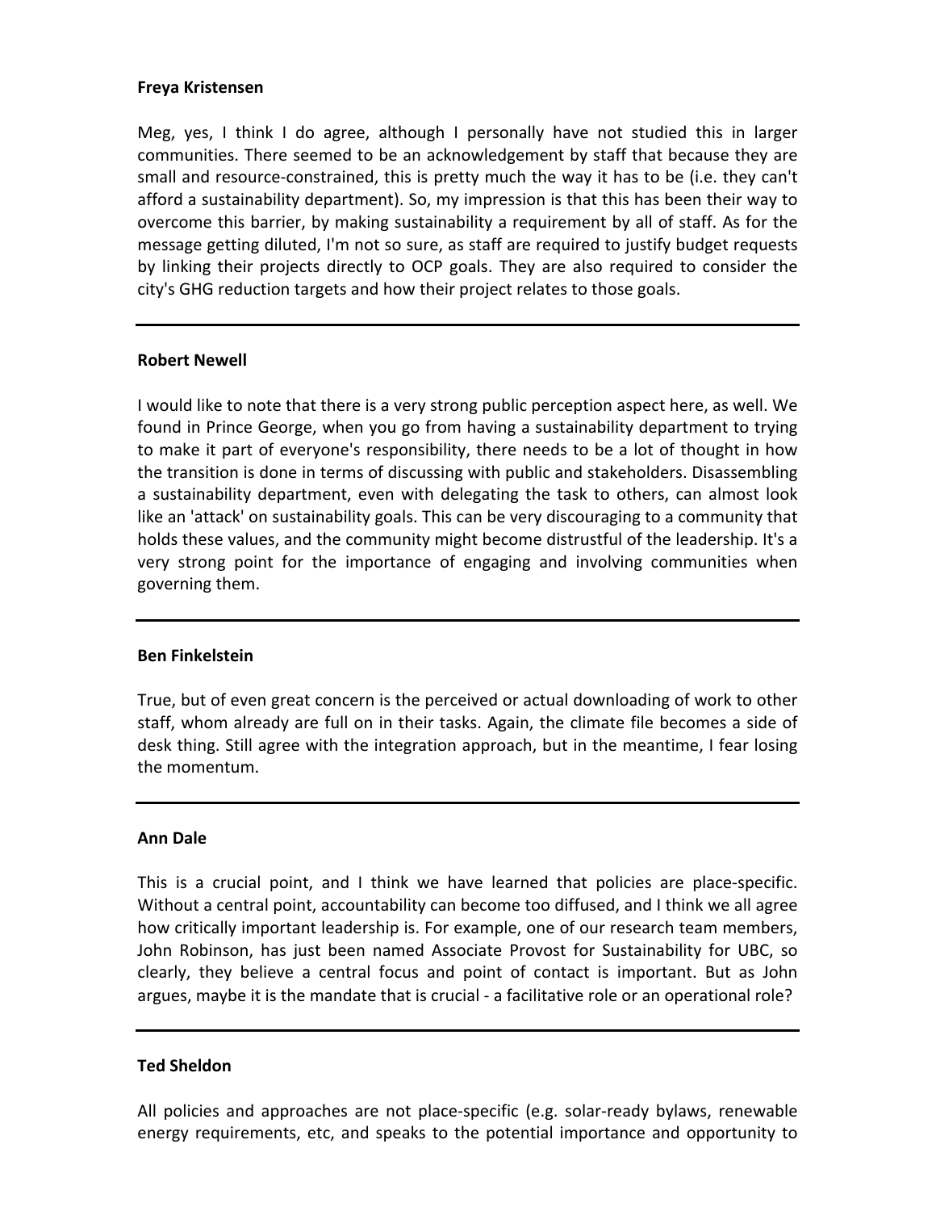**Freya Kristensen**

Meg, yes, I think I do agree, although I personally have not studied this in larger communities. There seemed to be an acknowledgement by staff that because they are small and resource-constrained, this is pretty much the way it has to be (i.e. they can't afford a sustainability department). So, my impression is that this has been their way to overcome this barrier, by making sustainability a requirement by all of staff. As for the message getting diluted, I'm not so sure, as staff are required to justify budget requests by linking their projects directly to OCP goals. They are also required to consider the city's GHG reduction targets and how their project relates to those goals.

---

**Robert Newell**

I would like to note that there is a very strong public perception aspect here, as well. We found in Prince George, when you go from having a sustainability department to trying to make it part of everyone's responsibility, there needs to be a lot of thought in how the transition is done in terms of discussing with public and stakeholders. Disassembling a sustainability department, even with delegating the task to others, can almost look like an 'attack' on sustainability goals. This can be very discouraging to a community that holds these values, and the community might become distrustful of the leadership. It's a very strong point for the importance of engaging and involving communities when governing them.

---

**Ben Finkelstein**

True, but of even great concern is the perceived or actual downloading of work to other staff, whom already are full on in their tasks. Again, the climate file becomes a side of desk thing. Still agree with the integration approach, but in the meantime, I fear losing the momentum.

---

**Ann Dale**

This is a crucial point, and I think we have learned that policies are place-specific. Without a central point, accountability can become too diffused, and I think we all agree how critically important leadership is. For example, one of our research team members, John Robinson, has just been named Associate Provost for Sustainability for UBC, so clearly, they believe a central focus and point of contact is important. But as John argues, maybe it is the mandate that is crucial - a facilitative role or an operational role?

---

**Ted Sheldon**

All policies and approaches are not place-specific (e.g. solar-ready bylaws, renewable energy requirements, etc, and speaks to the potential importance and opportunity to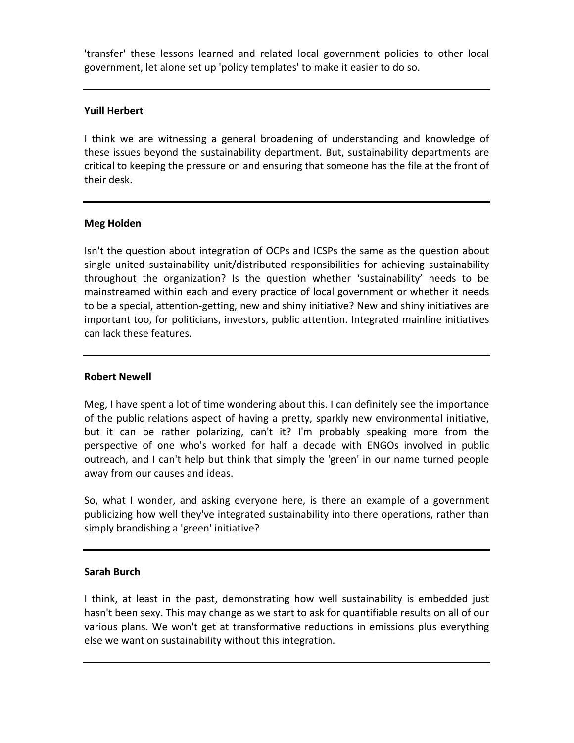'transfer' these lessons learned and related local government policies to other local government, let alone set up 'policy templates' to make it easier to do so.

---

**Yuill Herbert**

I think we are witnessing a general broadening of understanding and knowledge of these issues beyond the sustainability department. But, sustainability departments are critical to keeping the pressure on and ensuring that someone has the file at the front of their desk.

---

**Meg Holden**

Isn't the question about integration of OCPs and ICSPs the same as the question about single united sustainability unit/distributed responsibilities for achieving sustainability throughout the organization? Is the question whether 'sustainability' needs to be mainstreamed within each and every practice of local government or whether it needs to be a special, attention-getting, new and shiny initiative? New and shiny initiatives are important too, for politicians, investors, public attention. Integrated mainline initiatives can lack these features.

---

**Robert Newell**

Meg, I have spent a lot of time wondering about this. I can definitely see the importance of the public relations aspect of having a pretty, sparkly new environmental initiative, but it can be rather polarizing, can't it? I'm probably speaking more from the perspective of one who's worked for half a decade with ENGOs involved in public outreach, and I can't help but think that simply the 'green' in our name turned people away from our causes and ideas.

So, what I wonder, and asking everyone here, is there an example of a government publicizing how well they've integrated sustainability into there operations, rather than simply brandishing a 'green' initiative?

---

**Sarah Burch**

I think, at least in the past, demonstrating how well sustainability is embedded just hasn't been sexy. This may change as we start to ask for quantifiable results on all of our various plans. We won't get at transformative reductions in emissions plus everything else we want on sustainability without this integration.

---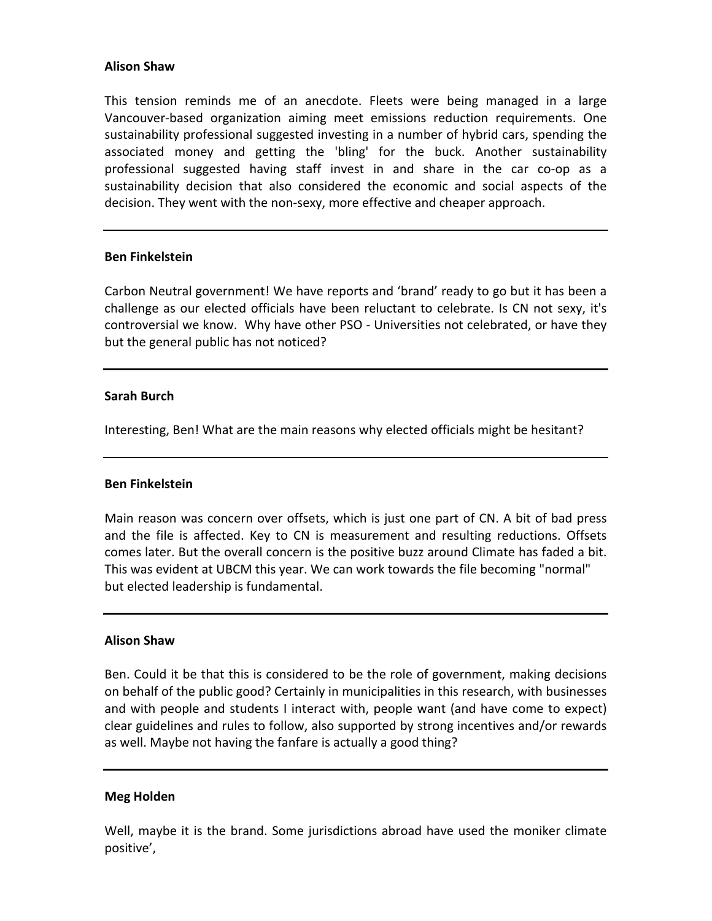**Alison Shaw**

This tension reminds me of an anecdote. Fleets were being managed in a large Vancouver-based organization aiming meet emissions reduction requirements. One sustainability professional suggested investing in a number of hybrid cars, spending the associated money and getting the 'bling' for the buck. Another sustainability professional suggested having staff invest in and share in the car co-op as a sustainability decision that also considered the economic and social aspects of the decision. They went with the non-sexy, more effective and cheaper approach.

---

**Ben Finkelstein**

Carbon Neutral government! We have reports and 'brand' ready to go but it has been a challenge as our elected officials have been reluctant to celebrate. Is CN not sexy, it's controversial we know. Why have other PSO - Universities not celebrated, or have they but the general public has not noticed?

---

**Sarah Burch**

Interesting, Ben! What are the main reasons why elected officials might be hesitant?

---

**Ben Finkelstein**

Main reason was concern over offsets, which is just one part of CN. A bit of bad press and the file is affected. Key to CN is measurement and resulting reductions. Offsets comes later. But the overall concern is the positive buzz around Climate has faded a bit. This was evident at UBCM this year. We can work towards the file becoming "normal" but elected leadership is fundamental.

---

**Alison Shaw**

Ben. Could it be that this is considered to be the role of government, making decisions on behalf of the public good? Certainly in municipalities in this research, with businesses and with people and students I interact with, people want (and have come to expect) clear guidelines and rules to follow, also supported by strong incentives and/or rewards as well. Maybe not having the fanfare is actually a good thing?

---

**Meg Holden**

Well, maybe it is the brand. Some jurisdictions abroad have used the moniker climate positive',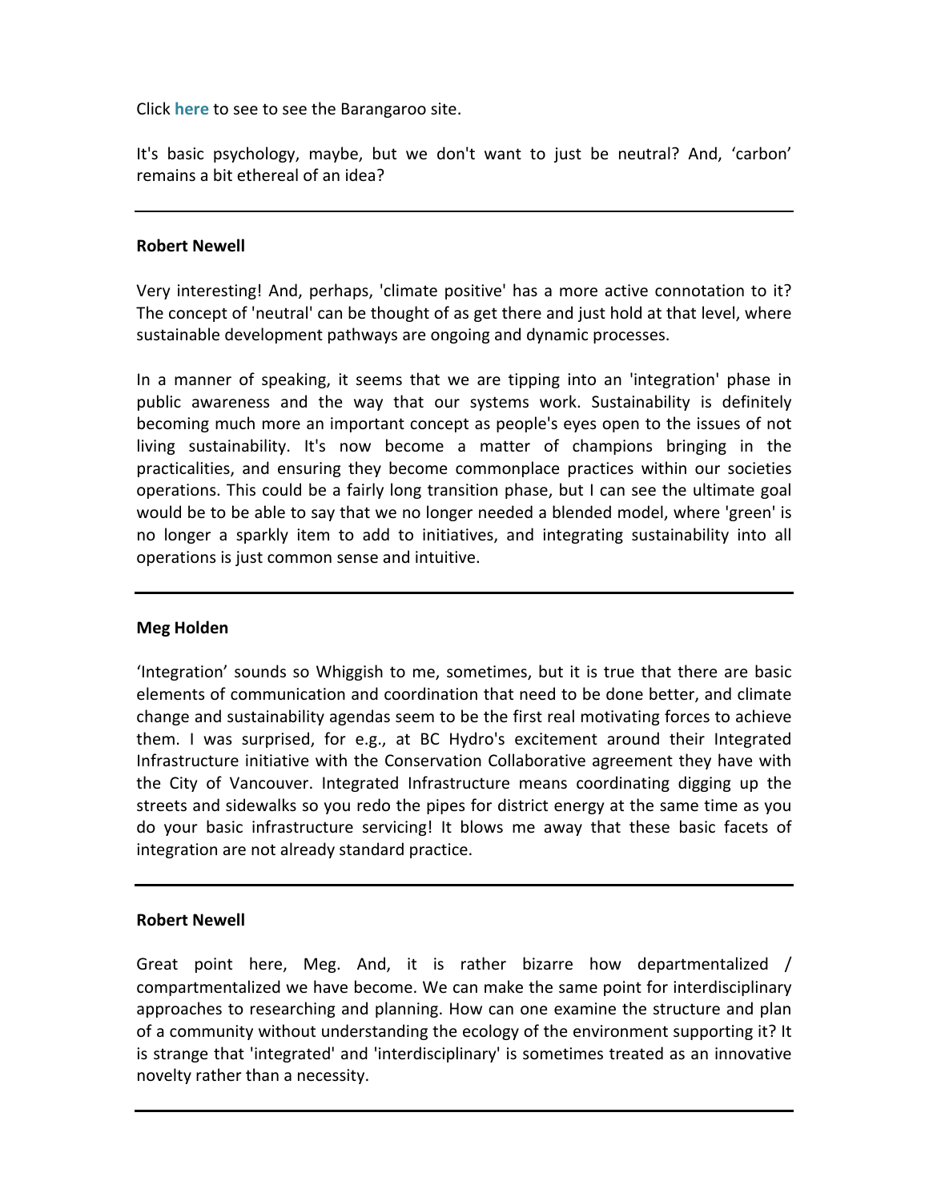Click **here** to see to see the Barangaroo site.

It's basic psychology, maybe, but we don't want to just be neutral? And, 'carbon' remains a bit ethereal of an idea?

---

**Robert Newell**

Very interesting! And, perhaps, 'climate positive' has a more active connotation to it? The concept of 'neutral' can be thought of as get there and just hold at that level, where sustainable development pathways are ongoing and dynamic processes.

In a manner of speaking, it seems that we are tipping into an 'integration' phase in public awareness and the way that our systems work. Sustainability is definitely becoming much more an important concept as people's eyes open to the issues of not living sustainability. It's now become a matter of champions bringing in the practicalities, and ensuring they become commonplace practices within our societies operations. This could be a fairly long transition phase, but I can see the ultimate goal would be to be able to say that we no longer needed a blended model, where 'green' is no longer a sparkly item to add to initiatives, and integrating sustainability into all operations is just common sense and intuitive.

---

**Meg Holden**

'Integration' sounds so Whiggish to me, sometimes, but it is true that there are basic elements of communication and coordination that need to be done better, and climate change and sustainability agendas seem to be the first real motivating forces to achieve them. I was surprised, for e.g., at BC Hydro's excitement around their Integrated Infrastructure initiative with the Conservation Collaborative agreement they have with the City of Vancouver. Integrated Infrastructure means coordinating digging up the streets and sidewalks so you redo the pipes for district energy at the same time as you do your basic infrastructure servicing! It blows me away that these basic facets of integration are not already standard practice.

---

**Robert Newell**

Great point here, Meg. And, it is rather bizarre how departmentalized / compartmentalized we have become. We can make the same point for interdisciplinary approaches to researching and planning. How can one examine the structure and plan of a community without understanding the ecology of the environment supporting it? It is strange that 'integrated' and 'interdisciplinary' is sometimes treated as an innovative novelty rather than a necessity.

---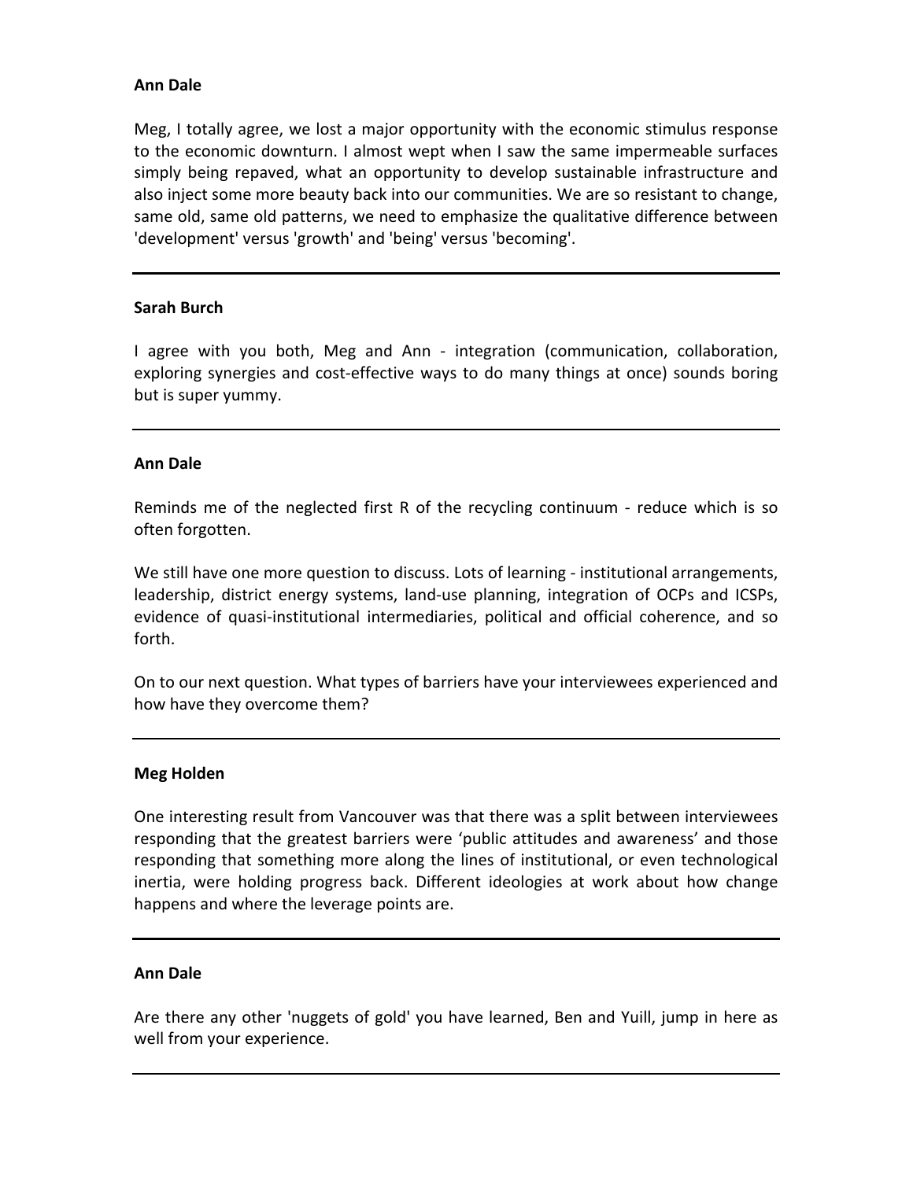**Ann Dale**

Meg, I totally agree, we lost a major opportunity with the economic stimulus response to the economic downturn. I almost wept when I saw the same impermeable surfaces simply being repaved, what an opportunity to develop sustainable infrastructure and also inject some more beauty back into our communities. We are so resistant to change, same old, same old patterns, we need to emphasize the qualitative difference between 'development' versus 'growth' and 'being' versus 'becoming'.

---

**Sarah Burch**

I agree with you both, Meg and Ann - integration (communication, collaboration, exploring synergies and cost-effective ways to do many things at once) sounds boring but is super yummy.

---

**Ann Dale**

Reminds me of the neglected first R of the recycling continuum - reduce which is so often forgotten.

We still have one more question to discuss. Lots of learning - institutional arrangements, leadership, district energy systems, land-use planning, integration of OCPs and ICSPs, evidence of quasi-institutional intermediaries, political and official coherence, and so forth.

On to our next question. What types of barriers have your interviewees experienced and how have they overcome them?

---

**Meg Holden**

One interesting result from Vancouver was that there was a split between interviewees responding that the greatest barriers were ‘public attitudes and awareness’ and those responding that something more along the lines of institutional, or even technological inertia, were holding progress back. Different ideologies at work about how change happens and where the leverage points are.

---

**Ann Dale**

Are there any other 'nuggets of gold' you have learned, Ben and Yuill, jump in here as well from your experience.

---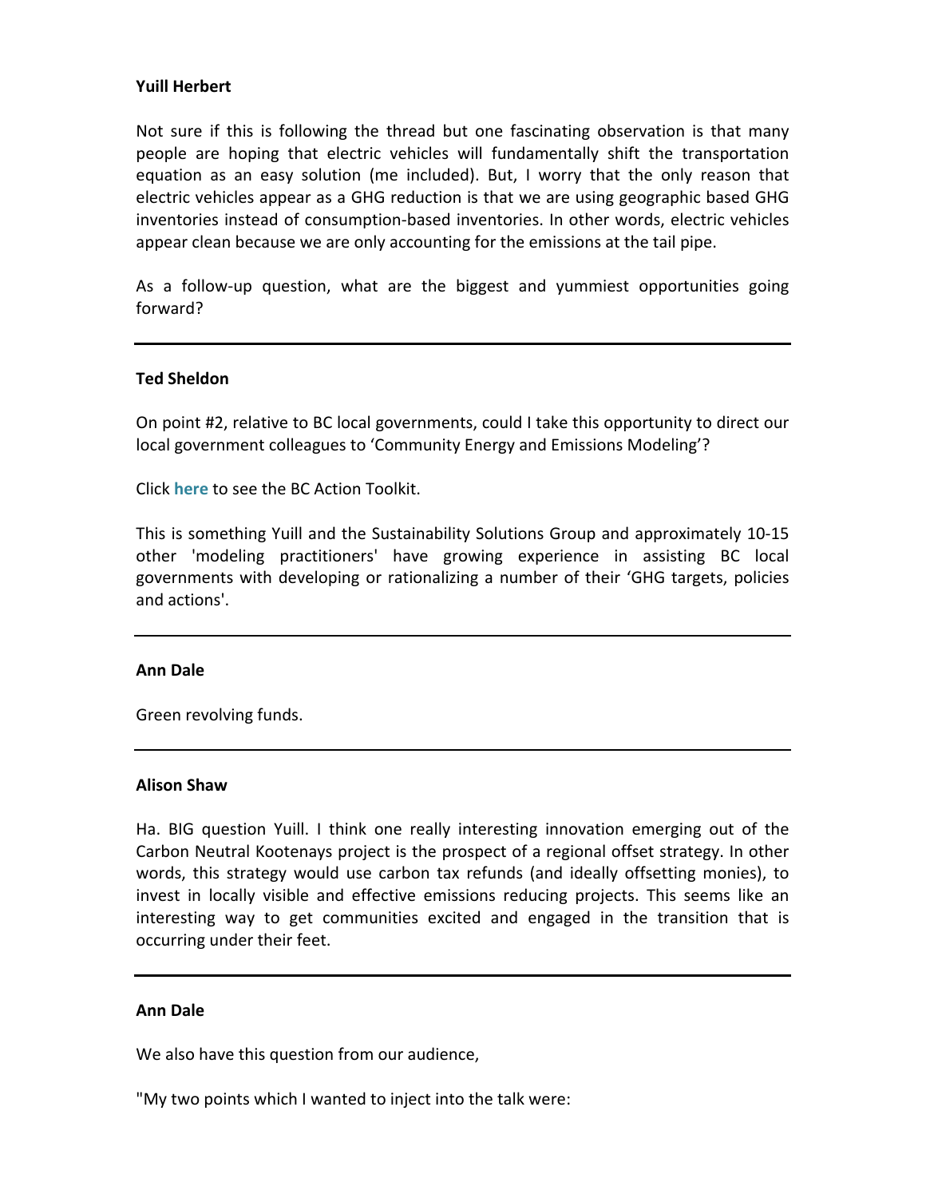**Yuill Herbert**

Not sure if this is following the thread but one fascinating observation is that many people are hoping that electric vehicles will fundamentally shift the transportation equation as an easy solution (me included). But, I worry that the only reason that electric vehicles appear as a GHG reduction is that we are using geographic based GHG inventories instead of consumption-based inventories. In other words, electric vehicles appear clean because we are only accounting for the emissions at the tail pipe.

As a follow-up question, what are the biggest and yummiest opportunities going forward?

---

**Ted Sheldon**

On point #2, relative to BC local governments, could I take this opportunity to direct our local government colleagues to 'Community Energy and Emissions Modeling'?

Click **here** to see the BC Action Toolkit.

This is something Yuill and the Sustainability Solutions Group and approximately 10-15 other 'modeling practitioners' have growing experience in assisting BC local governments with developing or rationalizing a number of their 'GHG targets, policies and actions'.

---

**Ann Dale**

Green revolving funds.

---

**Alison Shaw**

Ha. BIG question Yuill. I think one really interesting innovation emerging out of the Carbon Neutral Kootenays project is the prospect of a regional offset strategy. In other words, this strategy would use carbon tax refunds (and ideally offsetting monies), to invest in locally visible and effective emissions reducing projects. This seems like an interesting way to get communities excited and engaged in the transition that is occurring under their feet.

---

**Ann Dale**

We also have this question from our audience,

"My two points which I wanted to inject into the talk were: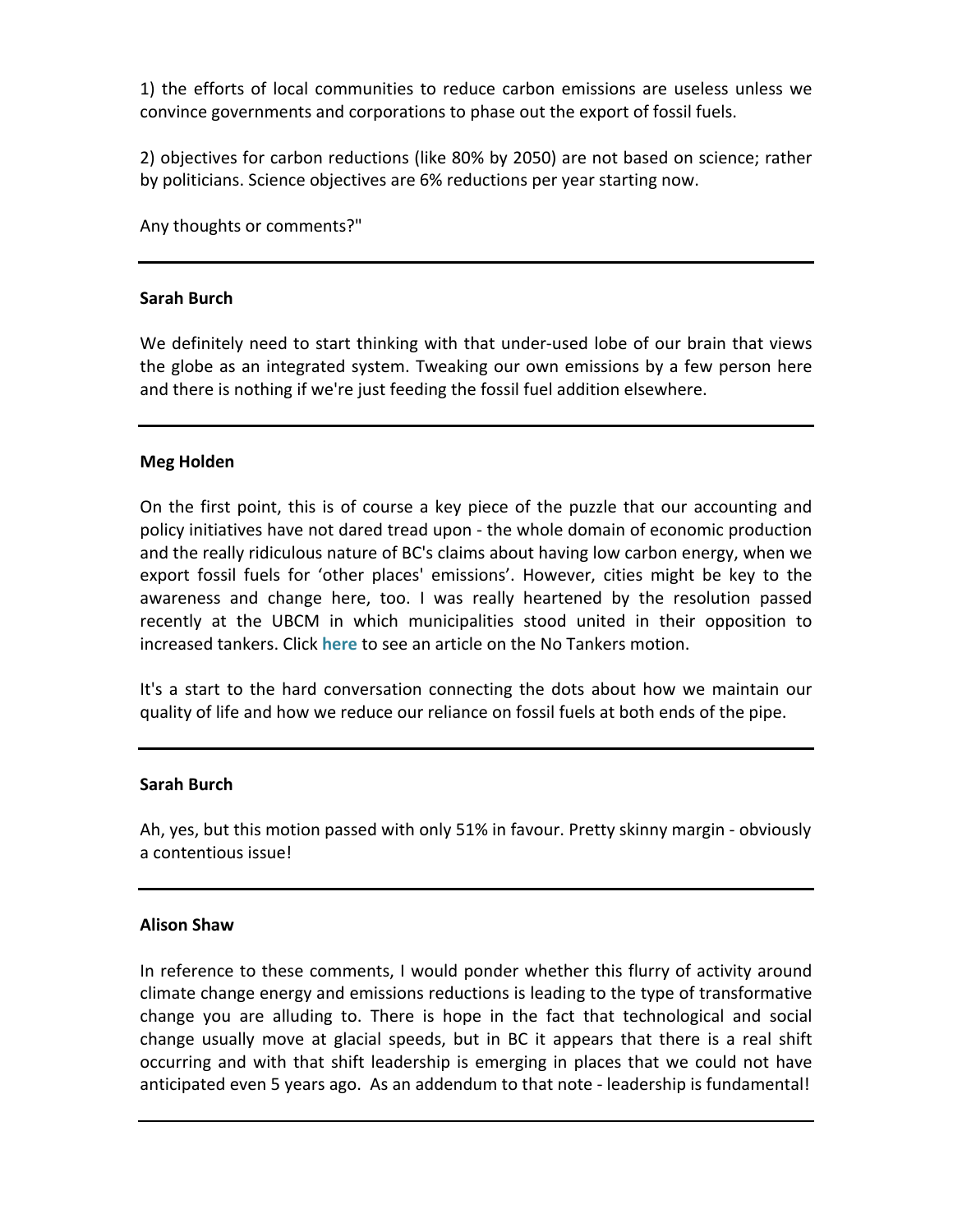1) the efforts of local communities to reduce carbon emissions are useless unless we convince governments and corporations to phase out the export of fossil fuels.

2) objectives for carbon reductions (like 80% by 2050) are not based on science; rather by politicians. Science objectives are 6% reductions per year starting now.

Any thoughts or comments?"

---

**Sarah Burch**

We definitely need to start thinking with that under-used lobe of our brain that views the globe as an integrated system. Tweaking our own emissions by a few person here and there is nothing if we're just feeding the fossil fuel addition elsewhere.

---

**Meg Holden**

On the first point, this is of course a key piece of the puzzle that our accounting and policy initiatives have not dared tread upon - the whole domain of economic production and the really ridiculous nature of BC's claims about having low carbon energy, when we export fossil fuels for 'other places' emissions'. However, cities might be key to the awareness and change here, too. I was really heartened by the resolution passed recently at the UBCM in which municipalities stood united in their opposition to increased tankers. Click **here** to see an article on the No Tankers motion.

It's a start to the hard conversation connecting the dots about how we maintain our quality of life and how we reduce our reliance on fossil fuels at both ends of the pipe.

---

**Sarah Burch**

Ah, yes, but this motion passed with only 51% in favour. Pretty skinny margin - obviously a contentious issue!

---

**Alison Shaw**

In reference to these comments, I would ponder whether this flurry of activity around climate change energy and emissions reductions is leading to the type of transformative change you are alluding to. There is hope in the fact that technological and social change usually move at glacial speeds, but in BC it appears that there is a real shift occurring and with that shift leadership is emerging in places that we could not have anticipated even 5 years ago. As an addendum to that note - leadership is fundamental!

---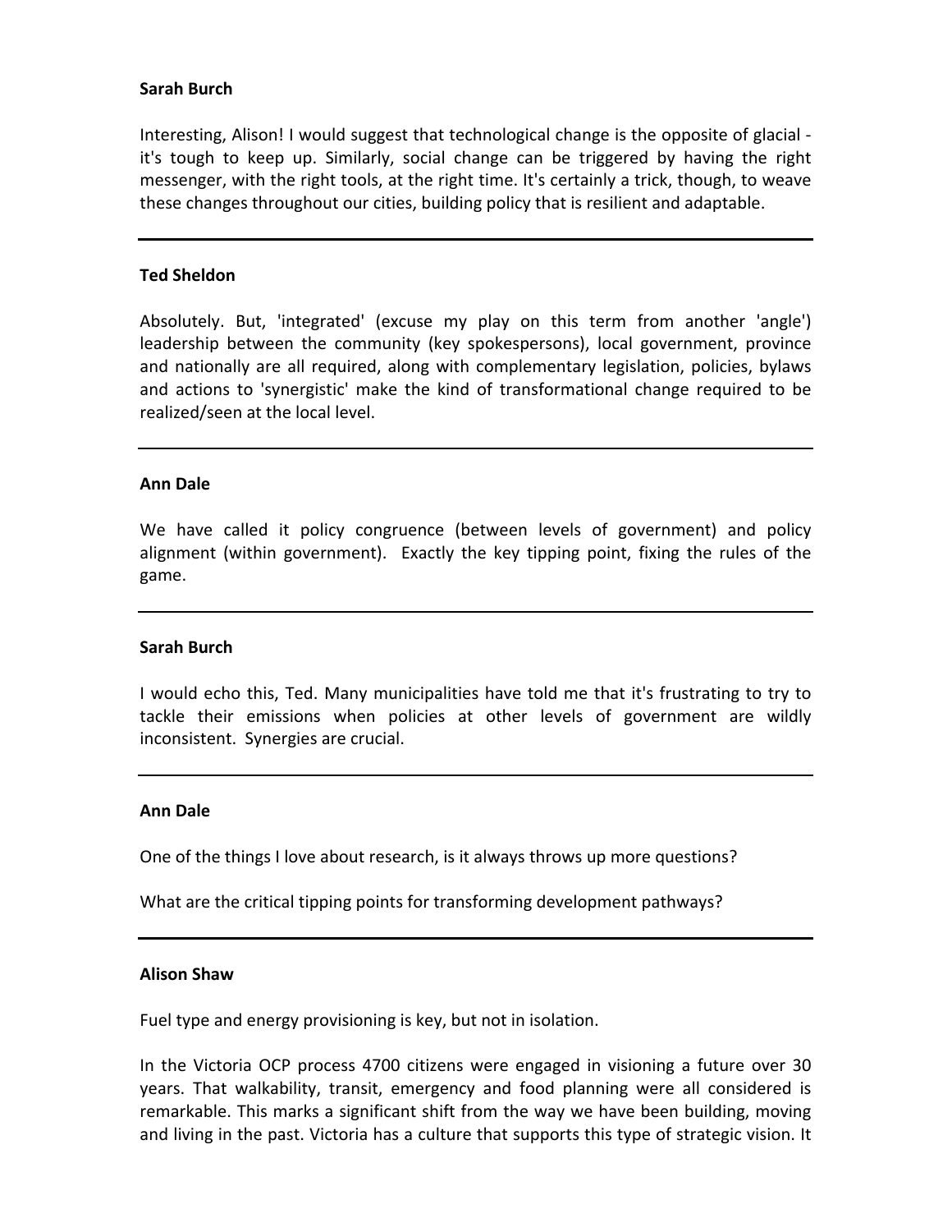**Sarah Burch**

Interesting, Alison! I would suggest that technological change is the opposite of glacial - it's tough to keep up. Similarly, social change can be triggered by having the right messenger, with the right tools, at the right time. It's certainly a trick, though, to weave these changes throughout our cities, building policy that is resilient and adaptable.

---

**Ted Sheldon**

Absolutely. But, 'integrated' (excuse my play on this term from another 'angle') leadership between the community (key spokespersons), local government, province and nationally are all required, along with complementary legislation, policies, bylaws and actions to 'synergistic' make the kind of transformational change required to be realized/seen at the local level.

---

**Ann Dale**

We have called it policy congruence (between levels of government) and policy alignment (within government). Exactly the key tipping point, fixing the rules of the game.

---

**Sarah Burch**

I would echo this, Ted. Many municipalities have told me that it's frustrating to try to tackle their emissions when policies at other levels of government are wildly inconsistent. Synergies are crucial.

---

**Ann Dale**

One of the things I love about research, is it always throws up more questions?

What are the critical tipping points for transforming development pathways?

---

**Alison Shaw**

Fuel type and energy provisioning is key, but not in isolation.

In the Victoria OCP process 4700 citizens were engaged in visioning a future over 30 years. That walkability, transit, emergency and food planning were all considered is remarkable. This marks a significant shift from the way we have been building, moving and living in the past. Victoria has a culture that supports this type of strategic vision. It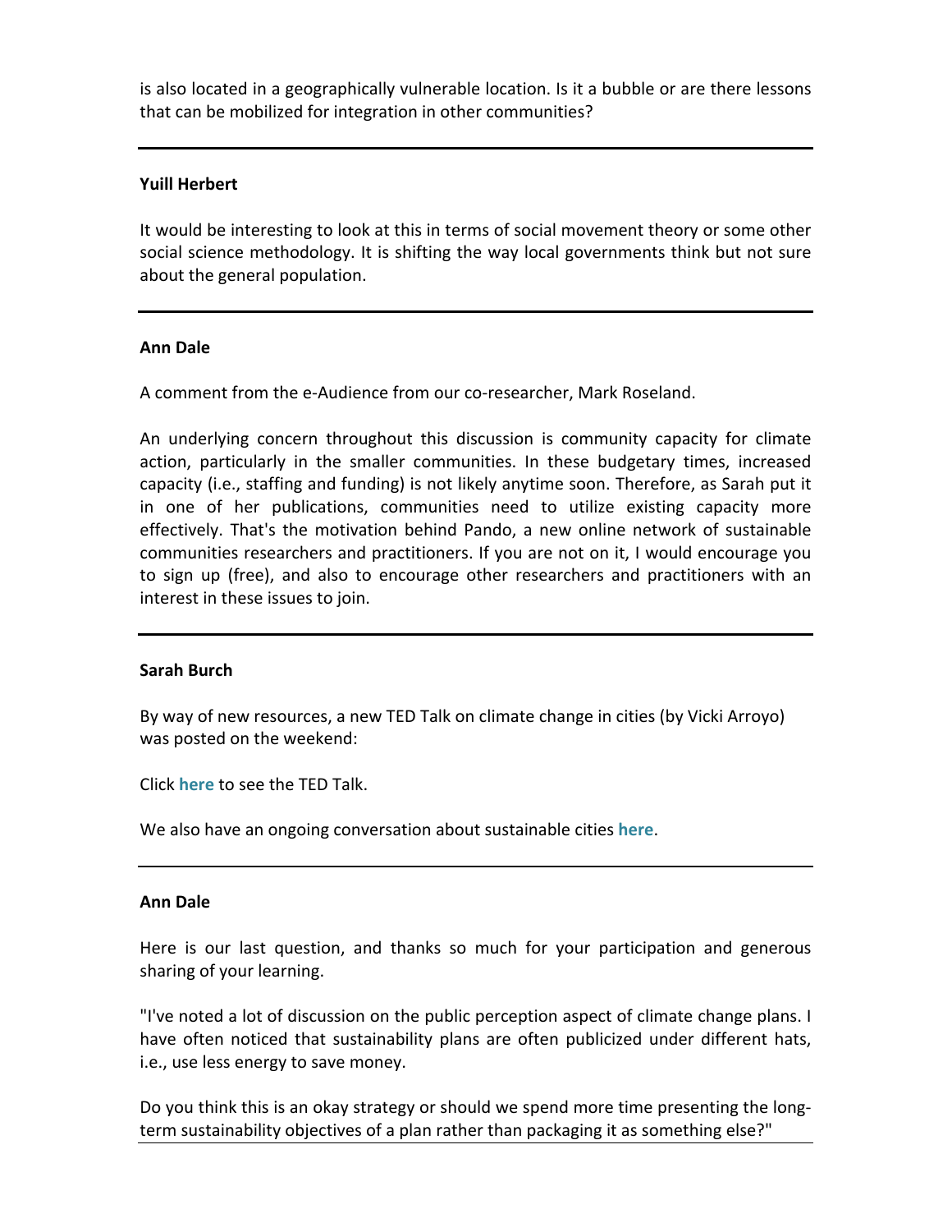is also located in a geographically vulnerable location. Is it a bubble or are there lessons that can be mobilized for integration in other communities?

---

**Yuill Herbert**

It would be interesting to look at this in terms of social movement theory or some other social science methodology. It is shifting the way local governments think but not sure about the general population.

---

**Ann Dale**

A comment from the e-Audience from our co-researcher, Mark Roseland.

An underlying concern throughout this discussion is community capacity for climate action, particularly in the smaller communities. In these budgetary times, increased capacity (i.e., staffing and funding) is not likely anytime soon. Therefore, as Sarah put it in one of her publications, communities need to utilize existing capacity more effectively. That's the motivation behind Pando, a new online network of sustainable communities researchers and practitioners. If you are not on it, I would encourage you to sign up (free), and also to encourage other researchers and practitioners with an interest in these issues to join.

---

**Sarah Burch**

By way of new resources, a new TED Talk on climate change in cities (by Vicki Arroyo) was posted on the weekend:

Click **here** to see the TED Talk.

We also have an ongoing conversation about sustainable cities **here**.

---

**Ann Dale**

Here is our last question, and thanks so much for your participation and generous sharing of your learning.

"I've noted a lot of discussion on the public perception aspect of climate change plans. I have often noticed that sustainability plans are often publicized under different hats, i.e., use less energy to save money.

Do you think this is an okay strategy or should we spend more time presenting the long-term sustainability objectives of a plan rather than packaging it as something else?"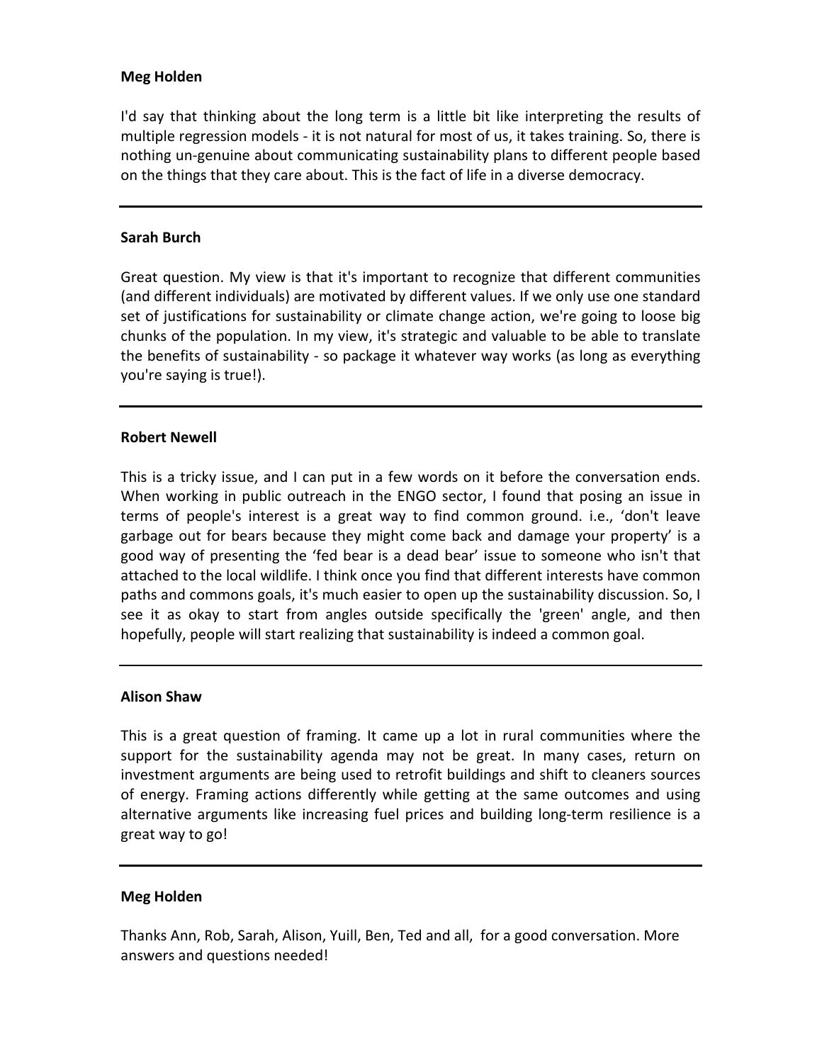**Meg Holden**

I'd say that thinking about the long term is a little bit like interpreting the results of multiple regression models - it is not natural for most of us, it takes training. So, there is nothing un-genuine about communicating sustainability plans to different people based on the things that they care about. This is the fact of life in a diverse democracy.

---

**Sarah Burch**

Great question. My view is that it's important to recognize that different communities (and different individuals) are motivated by different values. If we only use one standard set of justifications for sustainability or climate change action, we're going to loose big chunks of the population. In my view, it's strategic and valuable to be able to translate the benefits of sustainability - so package it whatever way works (as long as everything you're saying is true!).

---

**Robert Newell**

This is a tricky issue, and I can put in a few words on it before the conversation ends. When working in public outreach in the ENGO sector, I found that posing an issue in terms of people's interest is a great way to find common ground. i.e., 'don't leave garbage out for bears because they might come back and damage your property' is a good way of presenting the 'fed bear is a dead bear' issue to someone who isn't that attached to the local wildlife. I think once you find that different interests have common paths and commons goals, it's much easier to open up the sustainability discussion. So, I see it as okay to start from angles outside specifically the 'green' angle, and then hopefully, people will start realizing that sustainability is indeed a common goal.

---

**Alison Shaw**

This is a great question of framing. It came up a lot in rural communities where the support for the sustainability agenda may not be great. In many cases, return on investment arguments are being used to retrofit buildings and shift to cleaners sources of energy. Framing actions differently while getting at the same outcomes and using alternative arguments like increasing fuel prices and building long-term resilience is a great way to go!

---

**Meg Holden**

Thanks Ann, Rob, Sarah, Alison, Yuill, Ben, Ted and all, for a good conversation. More answers and questions needed!